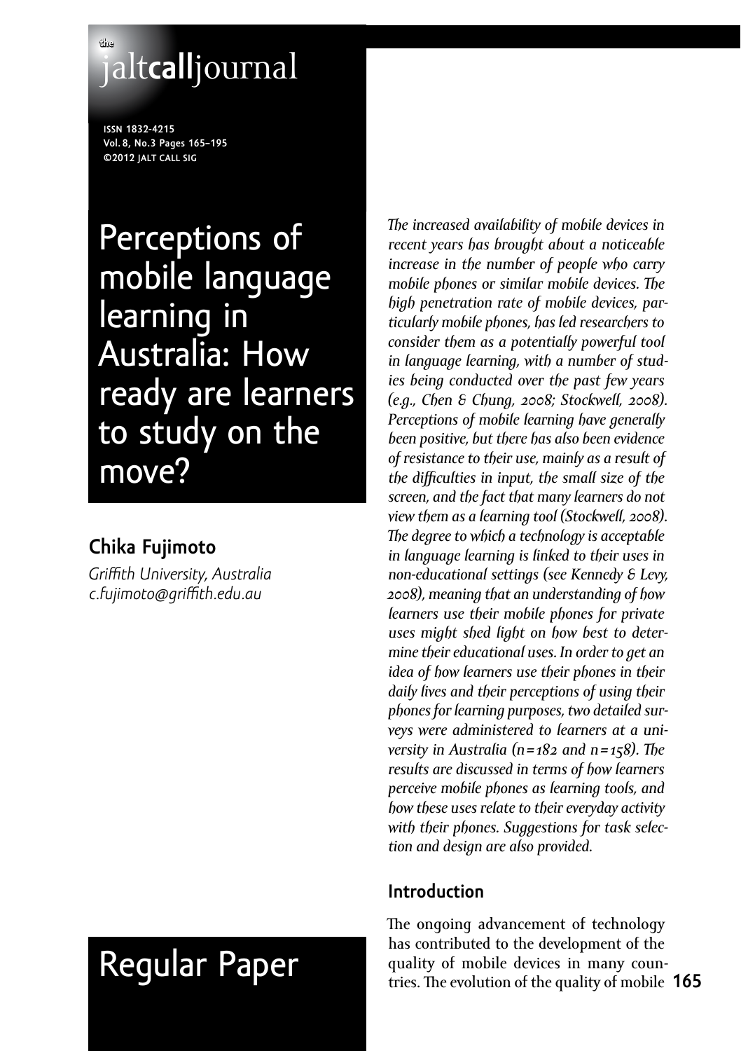# Perceptions of mobile language learning in Australia: How ready are learners to study on the move?

## Chika Fujimoto

*Griffith University, Australia*
*c.fujimoto@griffith.edu.au*

*The increased availability of mobile devices in recent years has brought about a noticeable increase in the number of people who carry mobile phones or similar mobile devices. The high penetration rate of mobile devices, particularly mobile phones, has led researchers to consider them as a potentially powerful tool in language learning, with a number of studies being conducted over the past few years (e.g., Chen & Chung, 2008; Stockwell, 2008). Perceptions of mobile learning have generally been positive, but there has also been evidence of resistance to their use, mainly as a result of the difficulties in input, the small size of the screen, and the fact that many learners do not view them as a learning tool (Stockwell, 2008). The degree to which a technology is acceptable in language learning is linked to their uses in non-educational settings (see Kennedy & Levy, 2008), meaning that an understanding of how learners use their mobile phones for private uses might shed light on how best to determine their educational uses. In order to get an idea of how learners use their phones in their daily lives and their perceptions of using their phones for learning purposes, two detailed surveys were administered to learners at a university in Australia (n=182 and n=158). The results are discussed in terms of how learners perceive mobile phones as learning tools, and how these uses relate to their everyday activity with their phones. Suggestions for task selection and design are also provided.*

Regular Paper

## Introduction

The ongoing advancement of technology has contributed to the development of the quality of mobile devices in many countries. The evolution of the quality of mobile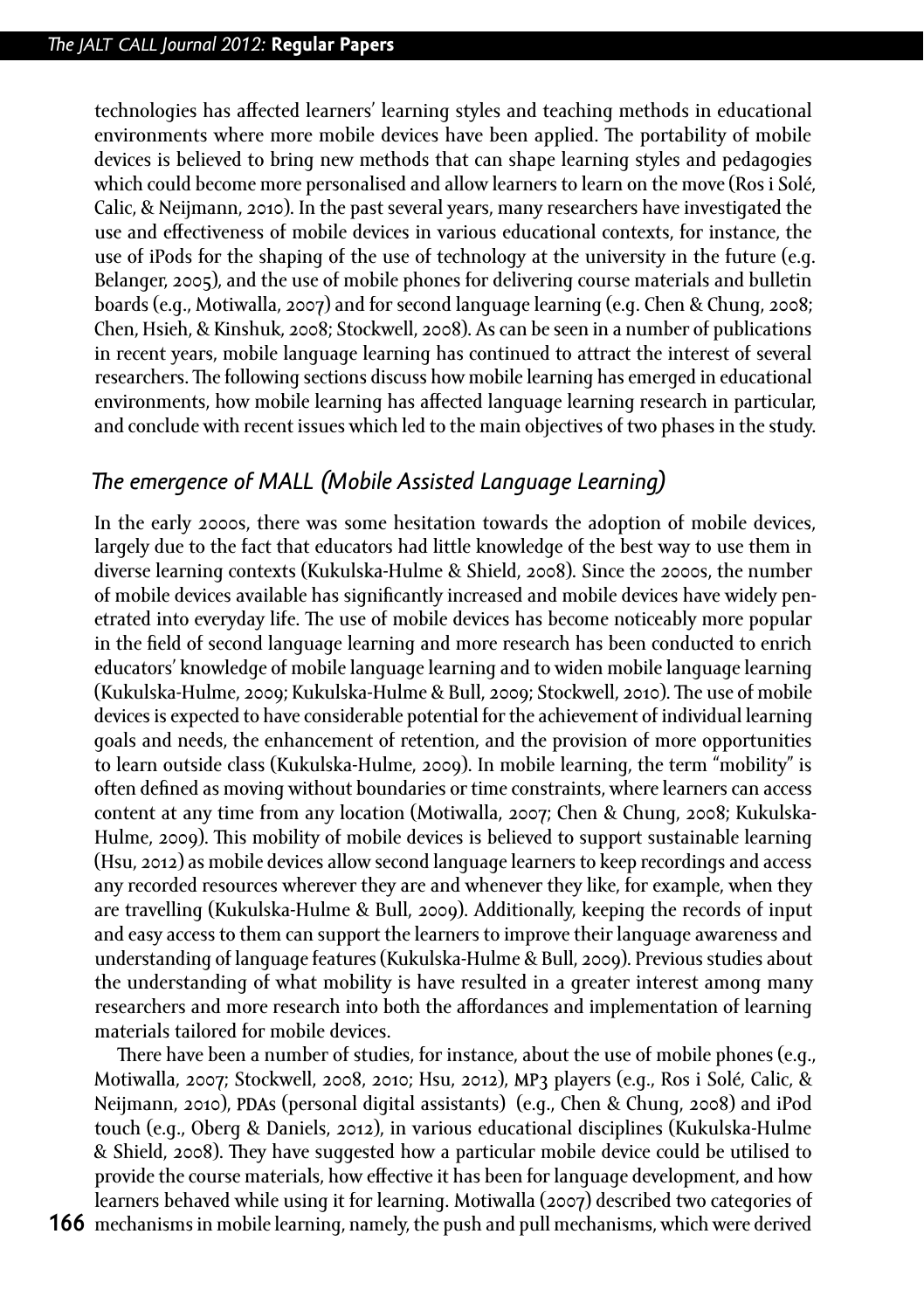technologies has affected learners' learning styles and teaching methods in educational environments where more mobile devices have been applied. The portability of mobile devices is believed to bring new methods that can shape learning styles and pedagogies which could become more personalised and allow learners to learn on the move (Ros i Solé, Calic, & Neijmann, 2010). In the past several years, many researchers have investigated the use and effectiveness of mobile devices in various educational contexts, for instance, the use of iPods for the shaping of the use of technology at the university in the future (e.g. Belanger, 2005), and the use of mobile phones for delivering course materials and bulletin boards (e.g., Motiwalla, 2007) and for second language learning (e.g. Chen & Chung, 2008; Chen, Hsieh, & Kinshuk, 2008; Stockwell, 2008). As can be seen in a number of publications in recent years, mobile language learning has continued to attract the interest of several researchers. The following sections discuss how mobile learning has emerged in educational environments, how mobile learning has affected language learning research in particular, and conclude with recent issues which led to the main objectives of two phases in the study.

## *The emergence of MALL (Mobile Assisted Language Learning)*

In the early 2000s, there was some hesitation towards the adoption of mobile devices, largely due to the fact that educators had little knowledge of the best way to use them in diverse learning contexts (Kukulska-Hulme & Shield, 2008). Since the 2000s, the number of mobile devices available has significantly increased and mobile devices have widely penetrated into everyday life. The use of mobile devices has become noticeably more popular in the field of second language learning and more research has been conducted to enrich educators' knowledge of mobile language learning and to widen mobile language learning (Kukulska-Hulme, 2009; Kukulska-Hulme & Bull, 2009; Stockwell, 2010). The use of mobile devices is expected to have considerable potential for the achievement of individual learning goals and needs, the enhancement of retention, and the provision of more opportunities to learn outside class (Kukulska-Hulme, 2009). In mobile learning, the term "mobility" is often defined as moving without boundaries or time constraints, where learners can access content at any time from any location (Motiwalla, 2007; Chen & Chung, 2008; Kukulska-Hulme, 2009). This mobility of mobile devices is believed to support sustainable learning (Hsu, 2012) as mobile devices allow second language learners to keep recordings and access any recorded resources wherever they are and whenever they like, for example, when they are travelling (Kukulska-Hulme & Bull, 2009). Additionally, keeping the records of input and easy access to them can support the learners to improve their language awareness and understanding of language features (Kukulska-Hulme & Bull, 2009). Previous studies about the understanding of what mobility is have resulted in a greater interest among many researchers and more research into both the affordances and implementation of learning materials tailored for mobile devices.

There have been a number of studies, for instance, about the use of mobile phones (e.g., Motiwalla, 2007; Stockwell, 2008, 2010; Hsu, 2012), MP3 players (e.g., Ros i Solé, Calic, & Neijmann, 2010), PDAs (personal digital assistants) (e.g., Chen & Chung, 2008) and iPod touch (e.g., Oberg & Daniels, 2012), in various educational disciplines (Kukulska-Hulme & Shield, 2008). They have suggested how a particular mobile device could be utilised to provide the course materials, how effective it has been for language development, and how learners behaved while using it for learning. Motiwalla (2007) described two categories of mechanisms in mobile learning, namely, the push and pull mechanisms, which were derived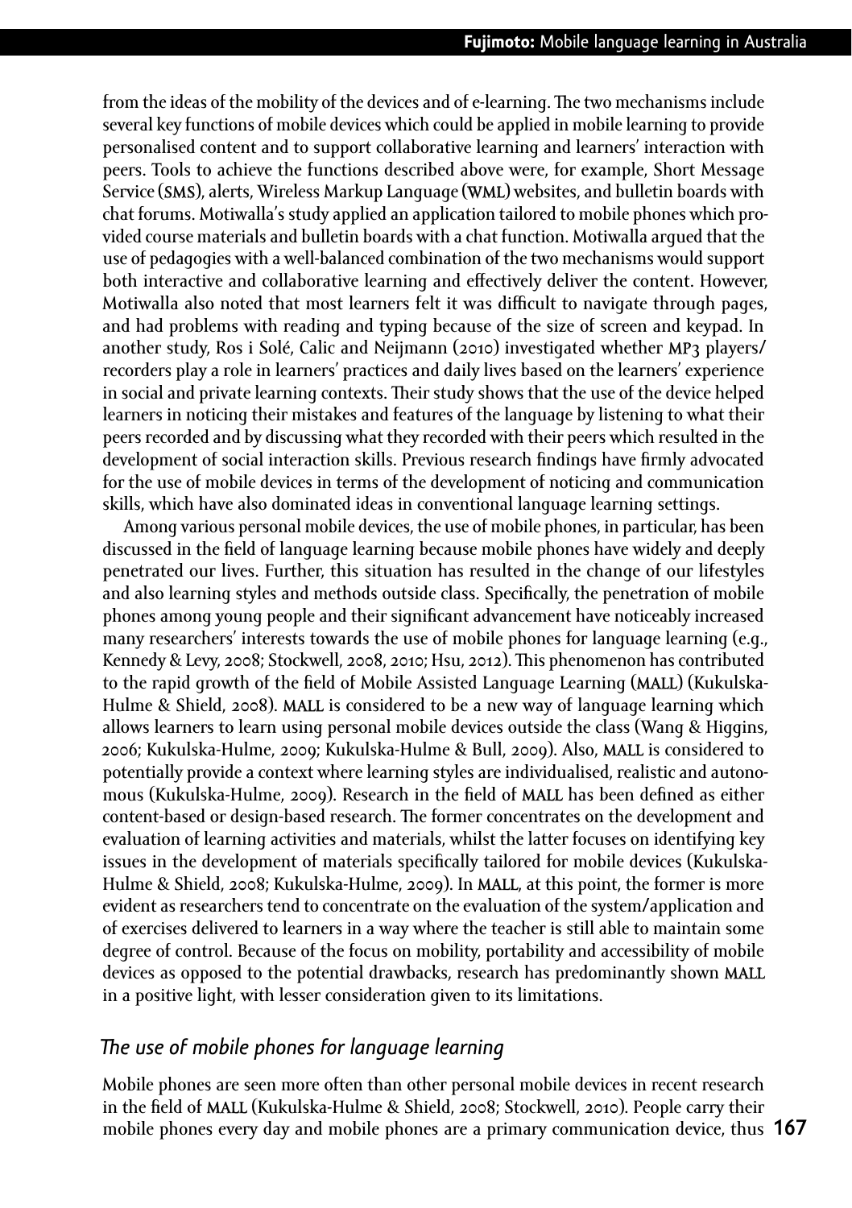from the ideas of the mobility of the devices and of e-learning. The two mechanisms include several key functions of mobile devices which could be applied in mobile learning to provide personalised content and to support collaborative learning and learners' interaction with peers. Tools to achieve the functions described above were, for example, Short Message Service (SMS), alerts, Wireless Markup Language (WML) websites, and bulletin boards with chat forums. Motiwalla's study applied an application tailored to mobile phones which provided course materials and bulletin boards with a chat function. Motiwalla argued that the use of pedagogies with a well-balanced combination of the two mechanisms would support both interactive and collaborative learning and effectively deliver the content. However, Motiwalla also noted that most learners felt it was difficult to navigate through pages, and had problems with reading and typing because of the size of screen and keypad. In another study, Ros i Solé, Calic and Neijmann (2010) investigated whether MP3 players/recorders play a role in learners' practices and daily lives based on the learners' experience in social and private learning contexts. Their study shows that the use of the device helped learners in noticing their mistakes and features of the language by listening to what their peers recorded and by discussing what they recorded with their peers which resulted in the development of social interaction skills. Previous research findings have firmly advocated for the use of mobile devices in terms of the development of noticing and communication skills, which have also dominated ideas in conventional language learning settings.

Among various personal mobile devices, the use of mobile phones, in particular, has been discussed in the field of language learning because mobile phones have widely and deeply penetrated our lives. Further, this situation has resulted in the change of our lifestyles and also learning styles and methods outside class. Specifically, the penetration of mobile phones among young people and their significant advancement have noticeably increased many researchers' interests towards the use of mobile phones for language learning (e.g., Kennedy & Levy, 2008; Stockwell, 2008, 2010; Hsu, 2012). This phenomenon has contributed to the rapid growth of the field of Mobile Assisted Language Learning (MALL) (Kukulska-Hulme & Shield, 2008). MALL is considered to be a new way of language learning which allows learners to learn using personal mobile devices outside the class (Wang & Higgins, 2006; Kukulska-Hulme, 2009; Kukulska-Hulme & Bull, 2009). Also, MALL is considered to potentially provide a context where learning styles are individualised, realistic and autonomous (Kukulska-Hulme, 2009). Research in the field of MALL has been defined as either content-based or design-based research. The former concentrates on the development and evaluation of learning activities and materials, whilst the latter focuses on identifying key issues in the development of materials specifically tailored for mobile devices (Kukulska-Hulme & Shield, 2008; Kukulska-Hulme, 2009). In MALL, at this point, the former is more evident as researchers tend to concentrate on the evaluation of the system/application and of exercises delivered to learners in a way where the teacher is still able to maintain some degree of control. Because of the focus on mobility, portability and accessibility of mobile devices as opposed to the potential drawbacks, research has predominantly shown MALL in a positive light, with lesser consideration given to its limitations.

## *The use of mobile phones for language learning*

Mobile phones are seen more often than other personal mobile devices in recent research in the field of MALL (Kukulska-Hulme & Shield, 2008; Stockwell, 2010). People carry their mobile phones every day and mobile phones are a primary communication device, thus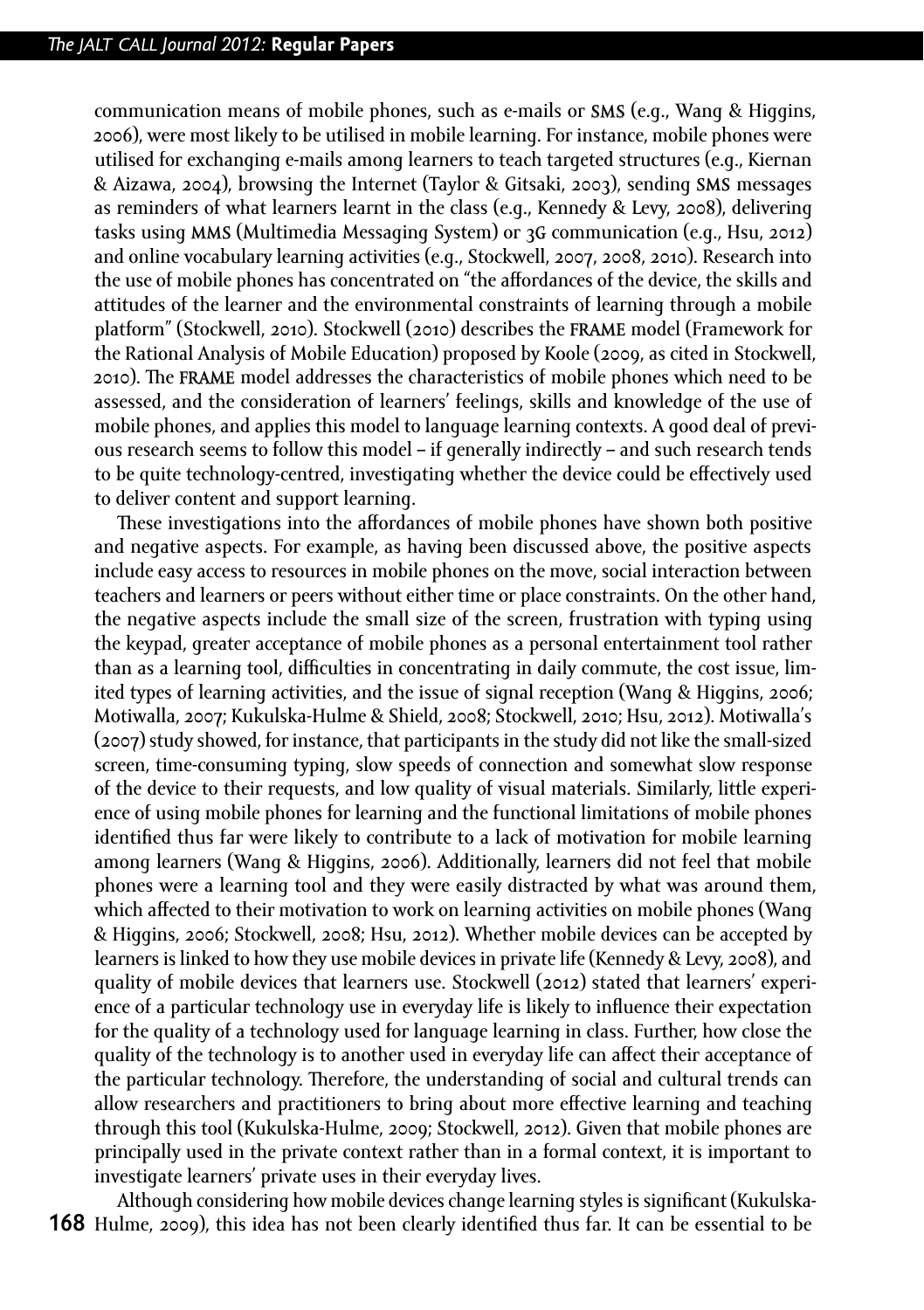communication means of mobile phones, such as e-mails or SMS (e.g., Wang & Higgins, 2006), were most likely to be utilised in mobile learning. For instance, mobile phones were utilised for exchanging e-mails among learners to teach targeted structures (e.g., Kiernan & Aizawa, 2004), browsing the Internet (Taylor & Gitsaki, 2003), sending SMS messages as reminders of what learners learnt in the class (e.g., Kennedy & Levy, 2008), delivering tasks using MMS (Multimedia Messaging System) or 3G communication (e.g., Hsu, 2012) and online vocabulary learning activities (e.g., Stockwell, 2007, 2008, 2010). Research into the use of mobile phones has concentrated on "the affordances of the device, the skills and attitudes of the learner and the environmental constraints of learning through a mobile platform" (Stockwell, 2010). Stockwell (2010) describes the FRAME model (Framework for the Rational Analysis of Mobile Education) proposed by Koole (2009, as cited in Stockwell, 2010). The FRAME model addresses the characteristics of mobile phones which need to be assessed, and the consideration of learners' feelings, skills and knowledge of the use of mobile phones, and applies this model to language learning contexts. A good deal of previous research seems to follow this model – if generally indirectly – and such research tends to be quite technology-centred, investigating whether the device could be effectively used to deliver content and support learning.

These investigations into the affordances of mobile phones have shown both positive and negative aspects. For example, as having been discussed above, the positive aspects include easy access to resources in mobile phones on the move, social interaction between teachers and learners or peers without either time or place constraints. On the other hand, the negative aspects include the small size of the screen, frustration with typing using the keypad, greater acceptance of mobile phones as a personal entertainment tool rather than as a learning tool, difficulties in concentrating in daily commute, the cost issue, limited types of learning activities, and the issue of signal reception (Wang & Higgins, 2006; Motiwalla, 2007; Kukulska-Hulme & Shield, 2008; Stockwell, 2010; Hsu, 2012). Motiwalla's (2007) study showed, for instance, that participants in the study did not like the small-sized screen, time-consuming typing, slow speeds of connection and somewhat slow response of the device to their requests, and low quality of visual materials. Similarly, little experience of using mobile phones for learning and the functional limitations of mobile phones identified thus far were likely to contribute to a lack of motivation for mobile learning among learners (Wang & Higgins, 2006). Additionally, learners did not feel that mobile phones were a learning tool and they were easily distracted by what was around them, which affected to their motivation to work on learning activities on mobile phones (Wang & Higgins, 2006; Stockwell, 2008; Hsu, 2012). Whether mobile devices can be accepted by learners is linked to how they use mobile devices in private life (Kennedy & Levy, 2008), and quality of mobile devices that learners use. Stockwell (2012) stated that learners' experience of a particular technology use in everyday life is likely to influence their expectation for the quality of a technology used for language learning in class. Further, how close the quality of the technology is to another used in everyday life can affect their acceptance of the particular technology. Therefore, the understanding of social and cultural trends can allow researchers and practitioners to bring about more effective learning and teaching through this tool (Kukulska-Hulme, 2009; Stockwell, 2012). Given that mobile phones are principally used in the private context rather than in a formal context, it is important to investigate learners' private uses in their everyday lives.

Although considering how mobile devices change learning styles is significant (Kukulska-Hulme, 2009), this idea has not been clearly identified thus far. It can be essential to be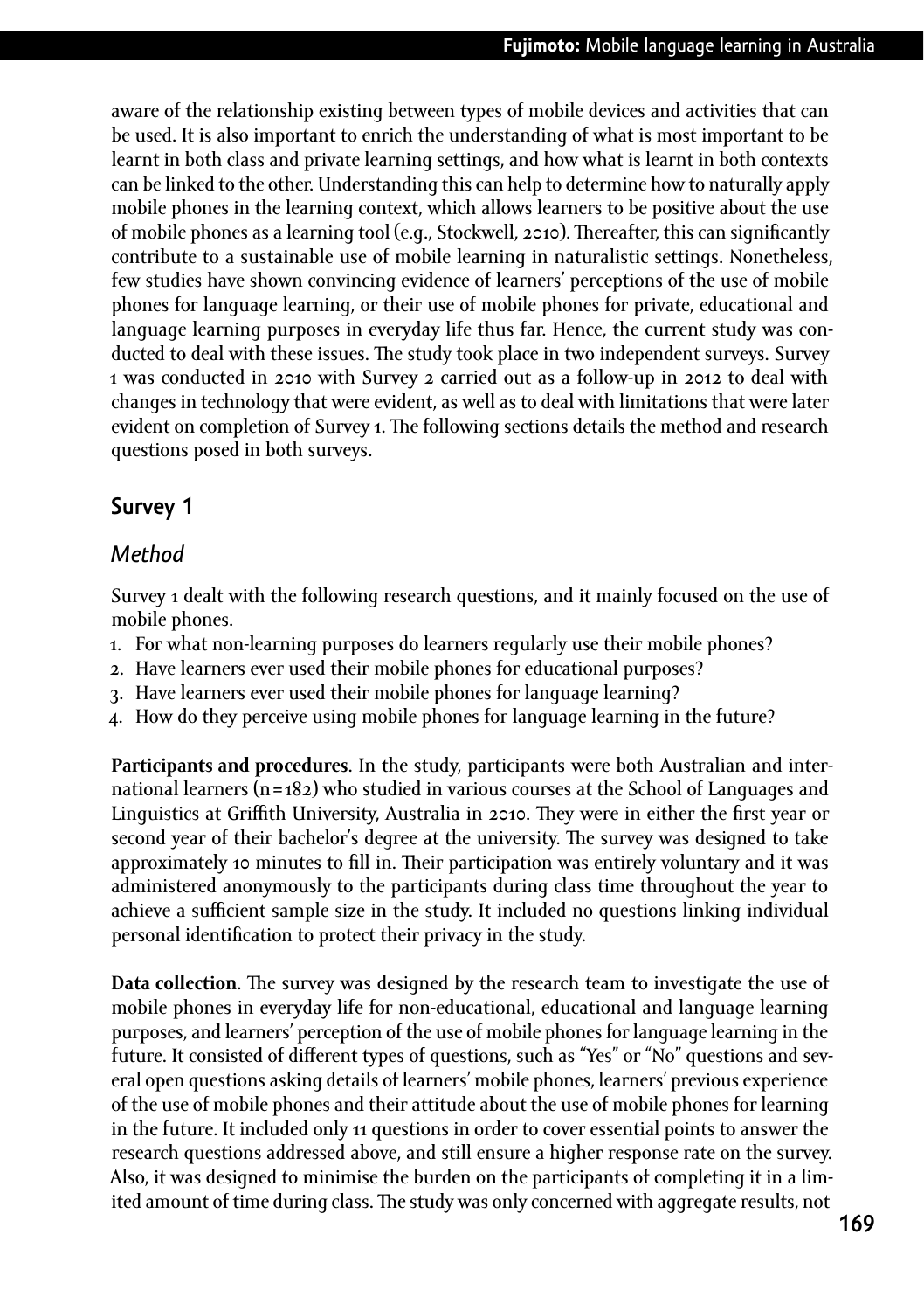aware of the relationship existing between types of mobile devices and activities that can be used. It is also important to enrich the understanding of what is most important to be learnt in both class and private learning settings, and how what is learnt in both contexts can be linked to the other. Understanding this can help to determine how to naturally apply mobile phones in the learning context, which allows learners to be positive about the use of mobile phones as a learning tool (e.g., Stockwell, 2010). Thereafter, this can significantly contribute to a sustainable use of mobile learning in naturalistic settings. Nonetheless, few studies have shown convincing evidence of learners' perceptions of the use of mobile phones for language learning, or their use of mobile phones for private, educational and language learning purposes in everyday life thus far. Hence, the current study was conducted to deal with these issues. The study took place in two independent surveys. Survey 1 was conducted in 2010 with Survey 2 carried out as a follow-up in 2012 to deal with changes in technology that were evident, as well as to deal with limitations that were later evident on completion of Survey 1. The following sections details the method and research questions posed in both surveys.

## Survey 1

### *Method*

Survey 1 dealt with the following research questions, and it mainly focused on the use of mobile phones.

1. For what non-learning purposes do learners regularly use their mobile phones?
2. Have learners ever used their mobile phones for educational purposes?
3. Have learners ever used their mobile phones for language learning?
4. How do they perceive using mobile phones for language learning in the future?

**Participants and procedures**. In the study, participants were both Australian and international learners (n=182) who studied in various courses at the School of Languages and Linguistics at Griffith University, Australia in 2010. They were in either the first year or second year of their bachelor's degree at the university. The survey was designed to take approximately 10 minutes to fill in. Their participation was entirely voluntary and it was administered anonymously to the participants during class time throughout the year to achieve a sufficient sample size in the study. It included no questions linking individual personal identification to protect their privacy in the study.

**Data collection**. The survey was designed by the research team to investigate the use of mobile phones in everyday life for non-educational, educational and language learning purposes, and learners' perception of the use of mobile phones for language learning in the future. It consisted of different types of questions, such as "Yes" or "No" questions and several open questions asking details of learners' mobile phones, learners' previous experience of the use of mobile phones and their attitude about the use of mobile phones for learning in the future. It included only 11 questions in order to cover essential points to answer the research questions addressed above, and still ensure a higher response rate on the survey. Also, it was designed to minimise the burden on the participants of completing it in a limited amount of time during class. The study was only concerned with aggregate results, not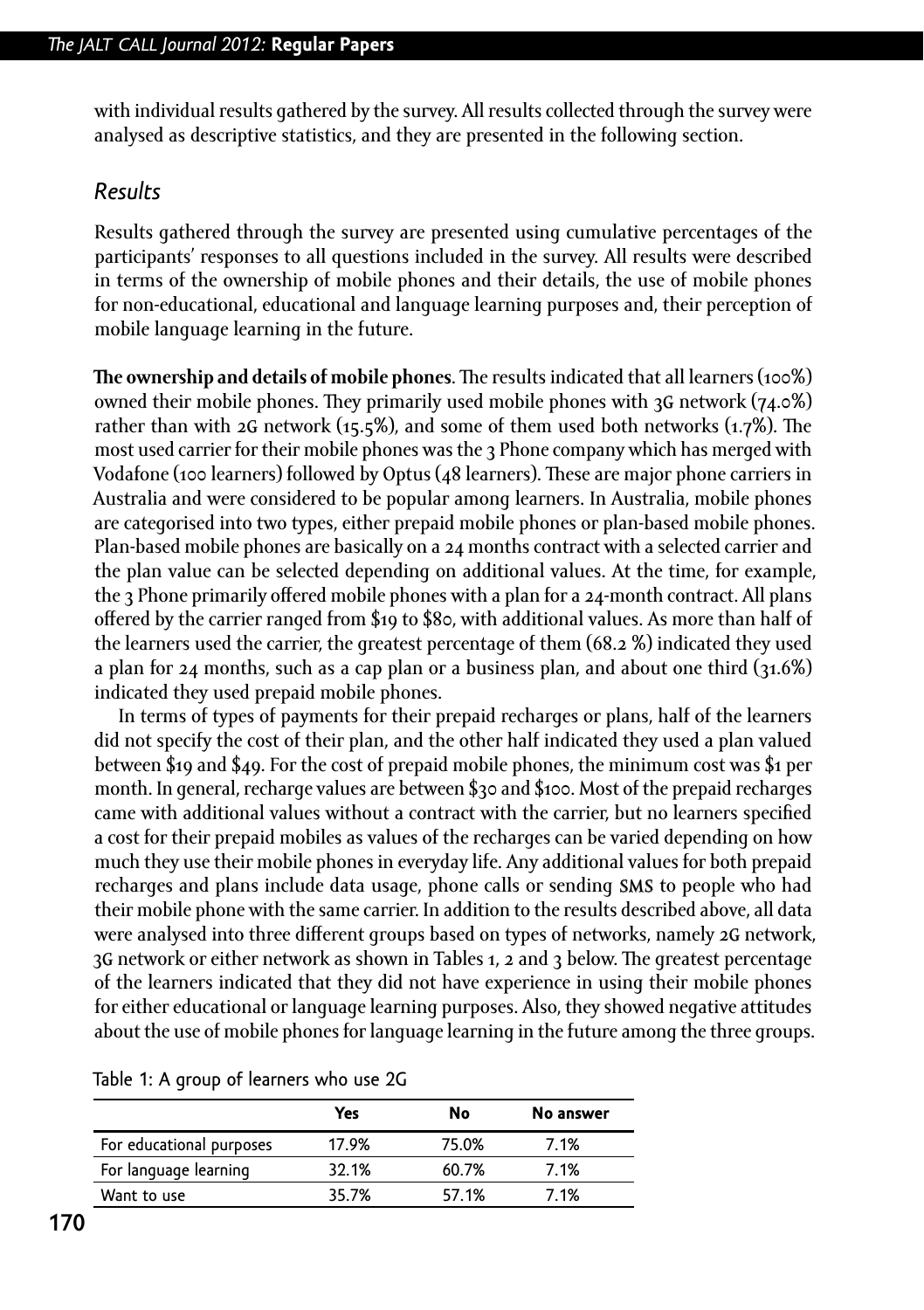with individual results gathered by the survey. All results collected through the survey were analysed as descriptive statistics, and they are presented in the following section.

## *Results*

Results gathered through the survey are presented using cumulative percentages of the participants' responses to all questions included in the survey. All results were described in terms of the ownership of mobile phones and their details, the use of mobile phones for non-educational, educational and language learning purposes and, their perception of mobile language learning in the future.

**The ownership and details of mobile phones**. The results indicated that all learners (100%) owned their mobile phones. They primarily used mobile phones with 3G network (74.0%) rather than with 2G network (15.5%), and some of them used both networks (1.7%). The most used carrier for their mobile phones was the 3 Phone company which has merged with Vodafone (100 learners) followed by Optus (48 learners). These are major phone carriers in Australia and were considered to be popular among learners. In Australia, mobile phones are categorised into two types, either prepaid mobile phones or plan-based mobile phones. Plan-based mobile phones are basically on a 24 months contract with a selected carrier and the plan value can be selected depending on additional values. At the time, for example, the 3 Phone primarily offered mobile phones with a plan for a 24-month contract. All plans offered by the carrier ranged from $19 to $80, with additional values. As more than half of the learners used the carrier, the greatest percentage of them (68.2 %) indicated they used a plan for 24 months, such as a cap plan or a business plan, and about one third (31.6%) indicated they used prepaid mobile phones.

In terms of types of payments for their prepaid recharges or plans, half of the learners did not specify the cost of their plan, and the other half indicated they used a plan valued between $19 and $49. For the cost of prepaid mobile phones, the minimum cost was $1 per month. In general, recharge values are between $30 and $100. Most of the prepaid recharges came with additional values without a contract with the carrier, but no learners specified a cost for their prepaid mobiles as values of the recharges can be varied depending on how much they use their mobile phones in everyday life. Any additional values for both prepaid recharges and plans include data usage, phone calls or sending SMS to people who had their mobile phone with the same carrier. In addition to the results described above, all data were analysed into three different groups based on types of networks, namely 2G network, 3G network or either network as shown in Tables 1, 2 and 3 below. The greatest percentage of the learners indicated that they did not have experience in using their mobile phones for either educational or language learning purposes. Also, they showed negative attitudes about the use of mobile phones for language learning in the future among the three groups.

Table 1: A group of learners who use 2G

| | Yes | No | No answer |
|---|---|---|---|
| For educational purposes | 17.9% | 75.0% | 7.1% |
| For language learning | 32.1% | 60.7% | 7.1% |
| Want to use | 35.7% | 57.1% | 7.1% |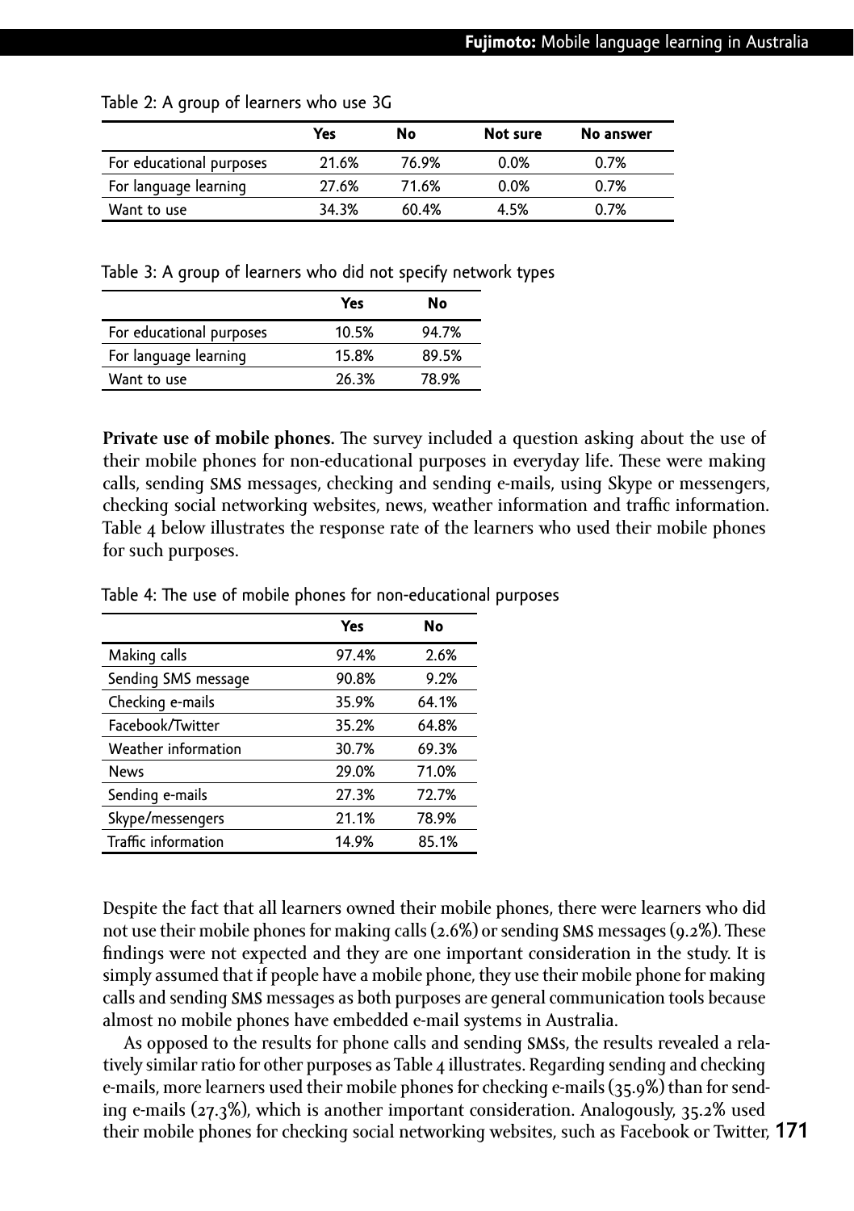Table 2: A group of learners who use 3G

| | Yes | No | Not sure | No answer |
|---|---|---|---|---|
| For educational purposes | 21.6% | 76.9% | 0.0% | 0.7% |
| For language learning | 27.6% | 71.6% | 0.0% | 0.7% |
| Want to use | 34.3% | 60.4% | 4.5% | 0.7% |

Table 3: A group of learners who did not specify network types

| | Yes | No |
|---|---|---|
| For educational purposes | 10.5% | 94.7% |
| For language learning | 15.8% | 89.5% |
| Want to use | 26.3% | 78.9% |

**Private use of mobile phones.** The survey included a question asking about the use of their mobile phones for non-educational purposes in everyday life. These were making calls, sending SMS messages, checking and sending e-mails, using Skype or messengers, checking social networking websites, news, weather information and traffic information. Table 4 below illustrates the response rate of the learners who used their mobile phones for such purposes.

Table 4: The use of mobile phones for non-educational purposes

| | Yes | No |
|---|---|---|
| Making calls | 97.4% | 2.6% |
| Sending SMS message | 90.8% | 9.2% |
| Checking e-mails | 35.9% | 64.1% |
| Facebook/Twitter | 35.2% | 64.8% |
| Weather information | 30.7% | 69.3% |
| News | 29.0% | 71.0% |
| Sending e-mails | 27.3% | 72.7% |
| Skype/messengers | 21.1% | 78.9% |
| Traffic information | 14.9% | 85.1% |

Despite the fact that all learners owned their mobile phones, there were learners who did not use their mobile phones for making calls (2.6%) or sending SMS messages (9.2%). These findings were not expected and they are one important consideration in the study. It is simply assumed that if people have a mobile phone, they use their mobile phone for making calls and sending SMS messages as both purposes are general communication tools because almost no mobile phones have embedded e-mail systems in Australia.

As opposed to the results for phone calls and sending SMSs, the results revealed a relatively similar ratio for other purposes as Table 4 illustrates. Regarding sending and checking e-mails, more learners used their mobile phones for checking e-mails (35.9%) than for sending e-mails (27.3%), which is another important consideration. Analogously, 35.2% used their mobile phones for checking social networking websites, such as Facebook or Twitter,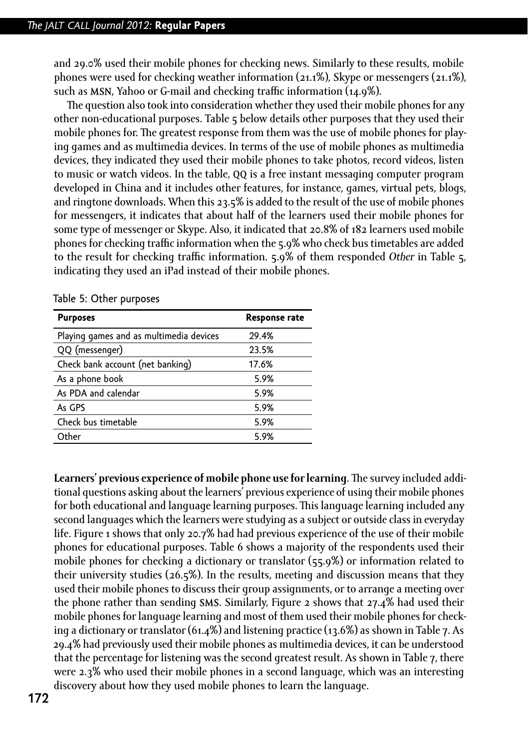and 29.0% used their mobile phones for checking news. Similarly to these results, mobile phones were used for checking weather information (21.1%), Skype or messengers (21.1%), such as MSN, Yahoo or G-mail and checking traffic information (14.9%).

The question also took into consideration whether they used their mobile phones for any other non-educational purposes. Table 5 below details other purposes that they used their mobile phones for. The greatest response from them was the use of mobile phones for playing games and as multimedia devices. In terms of the use of mobile phones as multimedia devices, they indicated they used their mobile phones to take photos, record videos, listen to music or watch videos. In the table, QQ is a free instant messaging computer program developed in China and it includes other features, for instance, games, virtual pets, blogs, and ringtone downloads. When this 23.5% is added to the result of the use of mobile phones for messengers, it indicates that about half of the learners used their mobile phones for some type of messenger or Skype. Also, it indicated that 20.8% of 182 learners used mobile phones for checking traffic information when the 5.9% who check bus timetables are added to the result for checking traffic information. 5.9% of them responded *Other* in Table 5, indicating they used an iPad instead of their mobile phones.

Table 5: Other purposes

| Purposes | Response rate |
|---|---|
| Playing games and as multimedia devices | 29.4% |
| QQ (messenger) | 23.5% |
| Check bank account (net banking) | 17.6% |
| As a phone book | 5.9% |
| As PDA and calendar | 5.9% |
| As GPS | 5.9% |
| Check bus timetable | 5.9% |
| Other | 5.9% |

**Learners' previous experience of mobile phone use for learning**. The survey included additional questions asking about the learners' previous experience of using their mobile phones for both educational and language learning purposes. This language learning included any second languages which the learners were studying as a subject or outside class in everyday life. Figure 1 shows that only 20.7% had had previous experience of the use of their mobile phones for educational purposes. Table 6 shows a majority of the respondents used their mobile phones for checking a dictionary or translator (55.9%) or information related to their university studies (26.5%). In the results, meeting and discussion means that they used their mobile phones to discuss their group assignments, or to arrange a meeting over the phone rather than sending SMS. Similarly, Figure 2 shows that 27.4% had used their mobile phones for language learning and most of them used their mobile phones for checking a dictionary or translator (61.4%) and listening practice (13.6%) as shown in Table 7. As 29.4% had previously used their mobile phones as multimedia devices, it can be understood that the percentage for listening was the second greatest result. As shown in Table 7, there were 2.3% who used their mobile phones in a second language, which was an interesting discovery about how they used mobile phones to learn the language.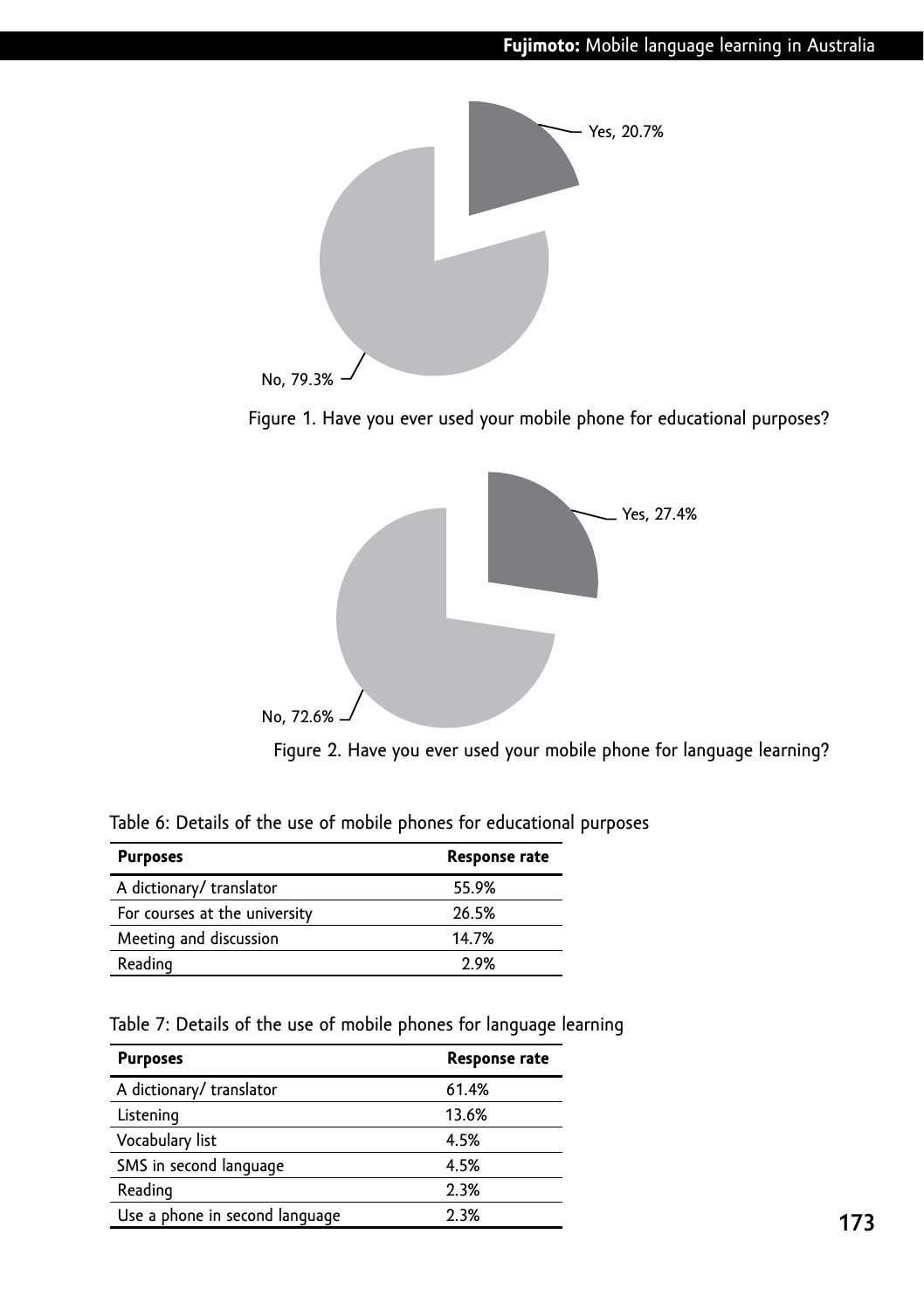Yes, 20.7%

No, 79.3%

Figure 1. Have you ever used your mobile phone for educational purposes?

Yes, 27.4%

No, 72.6%

Figure 2. Have you ever used your mobile phone for language learning?

Table 6: Details of the use of mobile phones for educational purposes

| Purposes | Response rate |
|---|---|
| A dictionary/ translator | 55.9% |
| For courses at the university | 26.5% |
| Meeting and discussion | 14.7% |
| Reading | 2.9% |

Table 7: Details of the use of mobile phones for language learning

| Purposes | Response rate |
|---|---|
| A dictionary/ translator | 61.4% |
| Listening | 13.6% |
| Vocabulary list | 4.5% |
| SMS in second language | 4.5% |
| Reading | 2.3% |
| Use a phone in second language | 2.3% |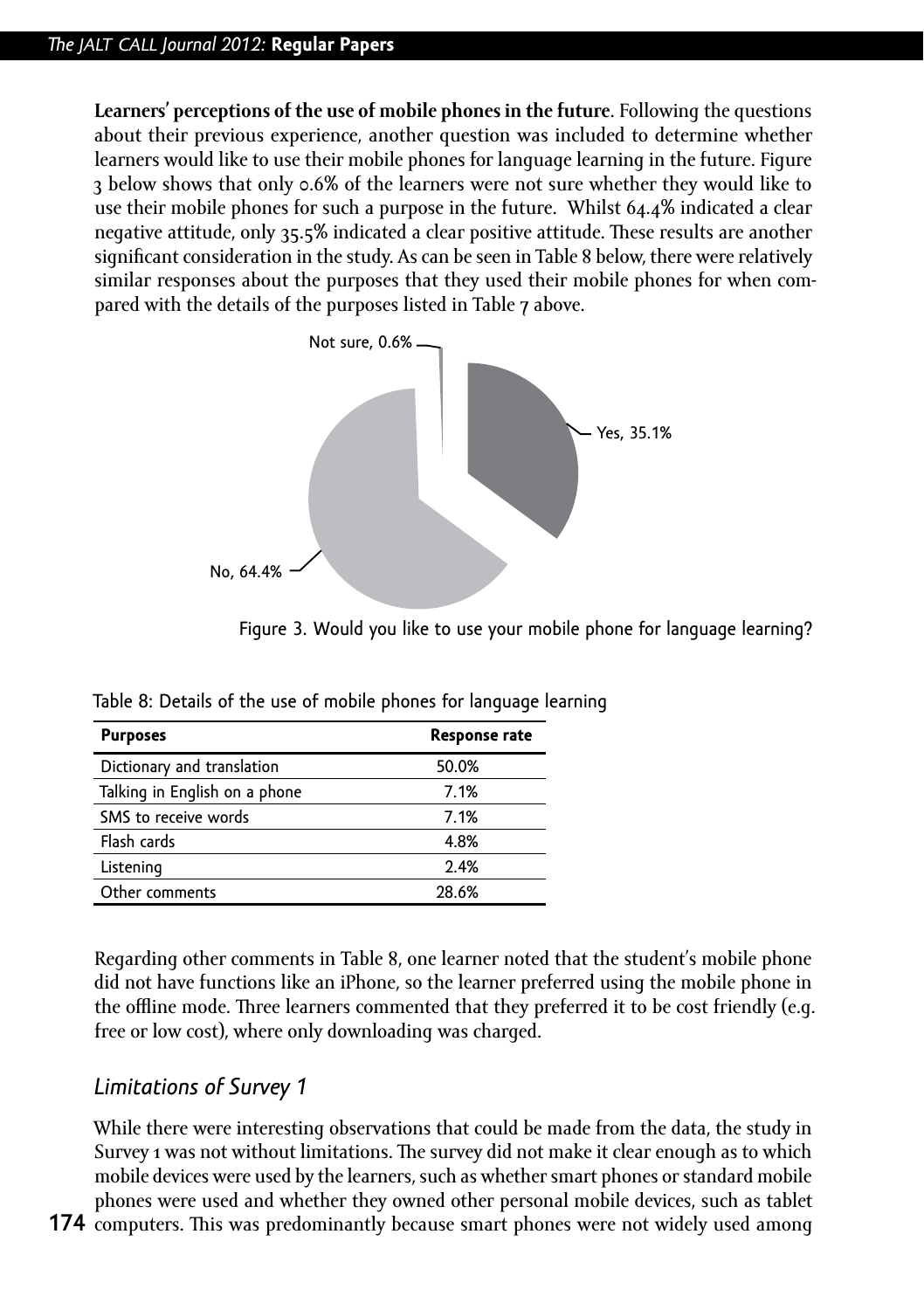**Learners' perceptions of the use of mobile phones in the future**. Following the questions about their previous experience, another question was included to determine whether learners would like to use their mobile phones for language learning in the future. Figure 3 below shows that only 0.6% of the learners were not sure whether they would like to use their mobile phones for such a purpose in the future. Whilst 64.4% indicated a clear negative attitude, only 35.5% indicated a clear positive attitude. These results are another significant consideration in the study. As can be seen in Table 8 below, there were relatively similar responses about the purposes that they used their mobile phones for when compared with the details of the purposes listed in Table 7 above.

Not sure, 0.6%

Yes, 35.1%

No, 64.4%

Figure 3. Would you like to use your mobile phone for language learning?

Table 8: Details of the use of mobile phones for language learning

| Purposes | Response rate |
|---|---|
| Dictionary and translation | 50.0% |
| Talking in English on a phone | 7.1% |
| SMS to receive words | 7.1% |
| Flash cards | 4.8% |
| Listening | 2.4% |
| Other comments | 28.6% |

Regarding other comments in Table 8, one learner noted that the student's mobile phone did not have functions like an iPhone, so the learner preferred using the mobile phone in the offline mode. Three learners commented that they preferred it to be cost friendly (e.g. free or low cost), where only downloading was charged.

## *Limitations of Survey 1*

While there were interesting observations that could be made from the data, the study in Survey 1 was not without limitations. The survey did not make it clear enough as to which mobile devices were used by the learners, such as whether smart phones or standard mobile phones were used and whether they owned other personal mobile devices, such as tablet computers. This was predominantly because smart phones were not widely used among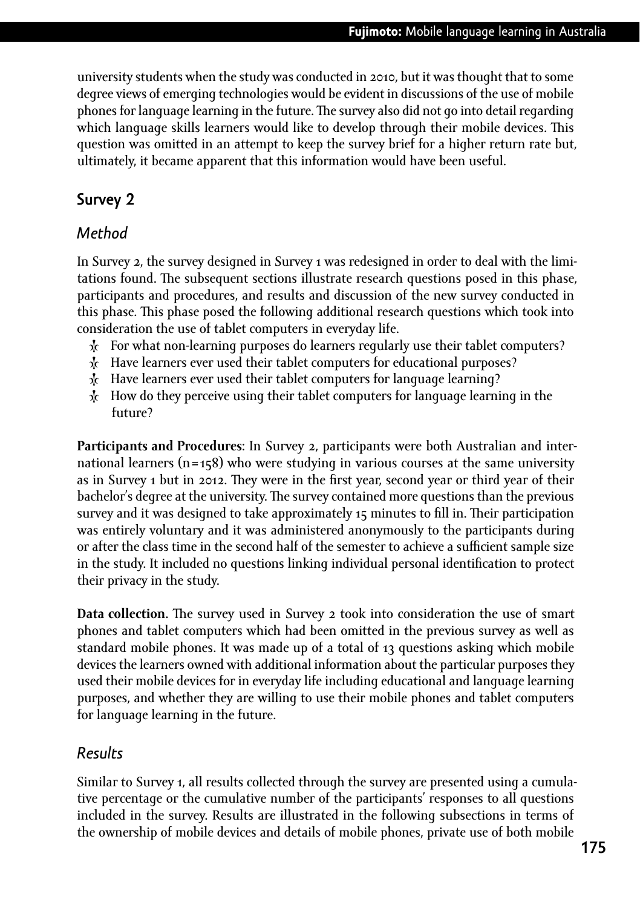university students when the study was conducted in 2010, but it was thought that to some degree views of emerging technologies would be evident in discussions of the use of mobile phones for language learning in the future. The survey also did not go into detail regarding which language skills learners would like to develop through their mobile devices. This question was omitted in an attempt to keep the survey brief for a higher return rate but, ultimately, it became apparent that this information would have been useful.

## Survey 2

### *Method*

In Survey 2, the survey designed in Survey 1 was redesigned in order to deal with the limitations found. The subsequent sections illustrate research questions posed in this phase, participants and procedures, and results and discussion of the new survey conducted in this phase. This phase posed the following additional research questions which took into consideration the use of tablet computers in everyday life.

- For what non-learning purposes do learners regularly use their tablet computers?
- Have learners ever used their tablet computers for educational purposes?
- Have learners ever used their tablet computers for language learning?
- How do they perceive using their tablet computers for language learning in the future?

**Participants and Procedures**: In Survey 2, participants were both Australian and international learners (n = 158) who were studying in various courses at the same university as in Survey 1 but in 2012. They were in the first year, second year or third year of their bachelor's degree at the university. The survey contained more questions than the previous survey and it was designed to take approximately 15 minutes to fill in. Their participation was entirely voluntary and it was administered anonymously to the participants during or after the class time in the second half of the semester to achieve a sufficient sample size in the study. It included no questions linking individual personal identification to protect their privacy in the study.

**Data collection.** The survey used in Survey 2 took into consideration the use of smart phones and tablet computers which had been omitted in the previous survey as well as standard mobile phones. It was made up of a total of 13 questions asking which mobile devices the learners owned with additional information about the particular purposes they used their mobile devices for in everyday life including educational and language learning purposes, and whether they are willing to use their mobile phones and tablet computers for language learning in the future.

### *Results*

Similar to Survey 1, all results collected through the survey are presented using a cumulative percentage or the cumulative number of the participants' responses to all questions included in the survey. Results are illustrated in the following subsections in terms of the ownership of mobile devices and details of mobile phones, private use of both mobile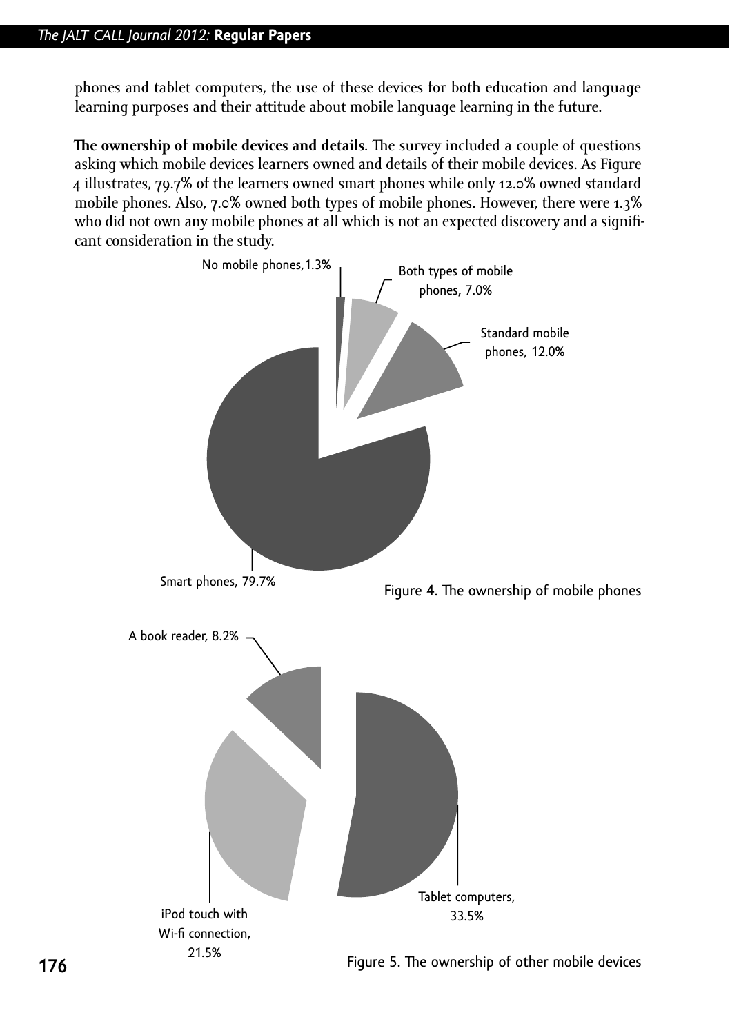phones and tablet computers, the use of these devices for both education and language learning purposes and their attitude about mobile language learning in the future.

**The ownership of mobile devices and details**. The survey included a couple of questions asking which mobile devices learners owned and details of their mobile devices. As Figure 4 illustrates, 79.7% of the learners owned smart phones while only 12.0% owned standard mobile phones. Also, 7.0% owned both types of mobile phones. However, there were 1.3% who did not own any mobile phones at all which is not an expected discovery and a significant consideration in the study.

No mobile phones, 1.3%

Both types of mobile phones, 7.0%

Standard mobile phones, 12.0%

Smart phones, 79.7%

Figure 4. The ownership of mobile phones

A book reader, 8.2%

Tablet computers, 33.5%

iPod touch with Wi-fi connection, 21.5%

Figure 5. The ownership of other mobile devices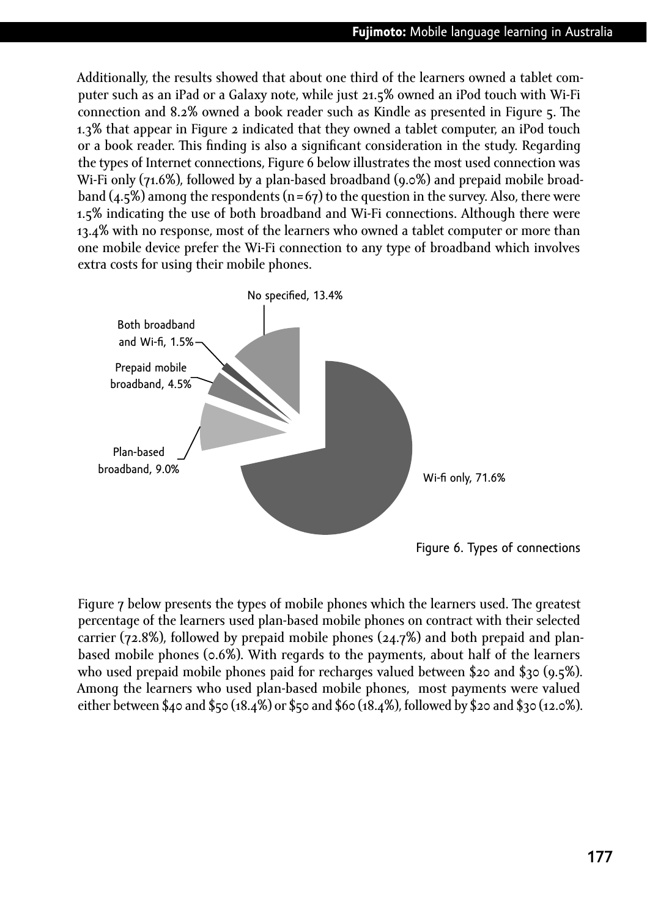Additionally, the results showed that about one third of the learners owned a tablet computer such as an iPad or a Galaxy note, while just 21.5% owned an iPod touch with Wi-Fi connection and 8.2% owned a book reader such as Kindle as presented in Figure 5. The 1.3% that appear in Figure 2 indicated that they owned a tablet computer, an iPod touch or a book reader. This finding is also a significant consideration in the study. Regarding the types of Internet connections, Figure 6 below illustrates the most used connection was Wi-Fi only (71.6%), followed by a plan-based broadband (9.0%) and prepaid mobile broadband (4.5%) among the respondents (n = 67) to the question in the survey. Also, there were 1.5% indicating the use of both broadband and Wi-Fi connections. Although there were 13.4% with no response, most of the learners who owned a tablet computer or more than one mobile device prefer the Wi-Fi connection to any type of broadband which involves extra costs for using their mobile phones.

Figure 6. Types of connections

Figure 7 below presents the types of mobile phones which the learners used. The greatest percentage of the learners used plan-based mobile phones on contract with their selected carrier (72.8%), followed by prepaid mobile phones (24.7%) and both prepaid and plan-based mobile phones (0.6%). With regards to the payments, about half of the learners who used prepaid mobile phones paid for recharges valued between $20 and $30 (9.5%). Among the learners who used plan-based mobile phones, most payments were valued either between $40 and $50 (18.4%) or $50 and $60 (18.4%), followed by $20 and $30 (12.0%).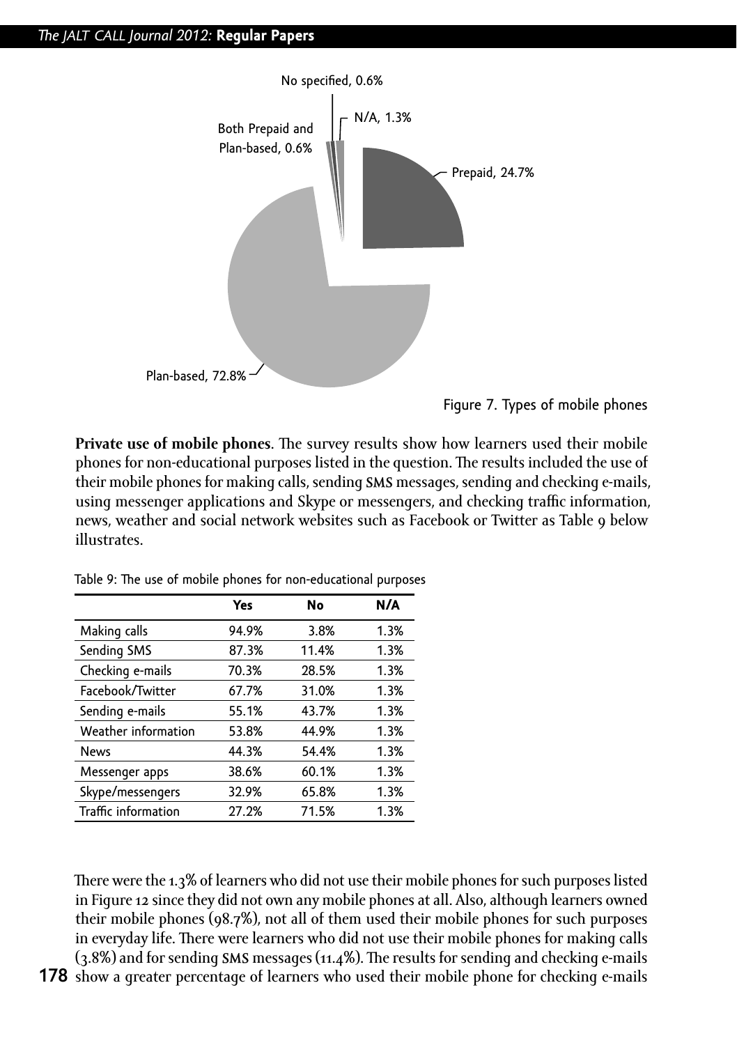No specified, 0.6%

Both Prepaid and Plan-based, 0.6%

N/A, 1.3%

Prepaid, 24.7%

Plan-based, 72.8%

Figure 7. Types of mobile phones

**Private use of mobile phones**. The survey results show how learners used their mobile phones for non-educational purposes listed in the question. The results included the use of their mobile phones for making calls, sending SMS messages, sending and checking e-mails, using messenger applications and Skype or messengers, and checking traffic information, news, weather and social network websites such as Facebook or Twitter as Table 9 below illustrates.

Table 9: The use of mobile phones for non-educational purposes

| | Yes | No | N/A |
|---|---|---|---|
| Making calls | 94.9% | 3.8% | 1.3% |
| Sending SMS | 87.3% | 11.4% | 1.3% |
| Checking e-mails | 70.3% | 28.5% | 1.3% |
| Facebook/Twitter | 67.7% | 31.0% | 1.3% |
| Sending e-mails | 55.1% | 43.7% | 1.3% |
| Weather information | 53.8% | 44.9% | 1.3% |
| News | 44.3% | 54.4% | 1.3% |
| Messenger apps | 38.6% | 60.1% | 1.3% |
| Skype/messengers | 32.9% | 65.8% | 1.3% |
| Traffic information | 27.2% | 71.5% | 1.3% |

There were the 1.3% of learners who did not use their mobile phones for such purposes listed in Figure 12 since they did not own any mobile phones at all. Also, although learners owned their mobile phones (98.7%), not all of them used their mobile phones for such purposes in everyday life. There were learners who did not use their mobile phones for making calls (3.8%) and for sending SMS messages (11.4%). The results for sending and checking e-mails show a greater percentage of learners who used their mobile phone for checking e-mails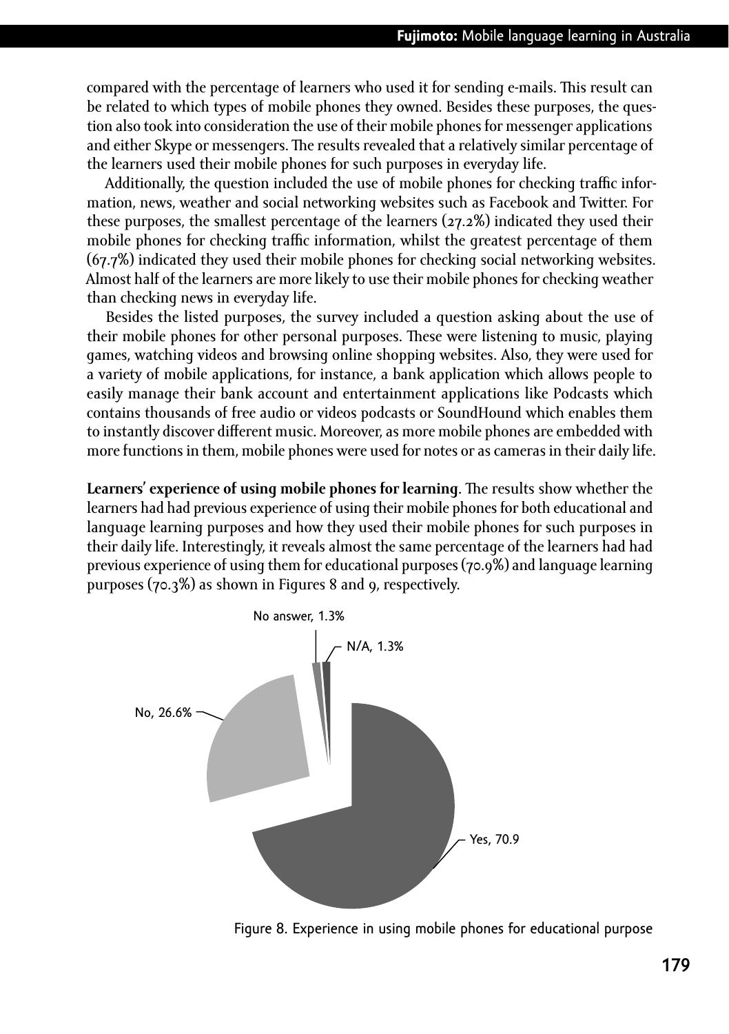compared with the percentage of learners who used it for sending e-mails. This result can be related to which types of mobile phones they owned. Besides these purposes, the question also took into consideration the use of their mobile phones for messenger applications and either Skype or messengers. The results revealed that a relatively similar percentage of the learners used their mobile phones for such purposes in everyday life.

Additionally, the question included the use of mobile phones for checking traffic information, news, weather and social networking websites such as Facebook and Twitter. For these purposes, the smallest percentage of the learners (27.2%) indicated they used their mobile phones for checking traffic information, whilst the greatest percentage of them (67.7%) indicated they used their mobile phones for checking social networking websites. Almost half of the learners are more likely to use their mobile phones for checking weather than checking news in everyday life.

Besides the listed purposes, the survey included a question asking about the use of their mobile phones for other personal purposes. These were listening to music, playing games, watching videos and browsing online shopping websites. Also, they were used for a variety of mobile applications, for instance, a bank application which allows people to easily manage their bank account and entertainment applications like Podcasts which contains thousands of free audio or videos podcasts or SoundHound which enables them to instantly discover different music. Moreover, as more mobile phones are embedded with more functions in them, mobile phones were used for notes or as cameras in their daily life.

**Learners' experience of using mobile phones for learning**. The results show whether the learners had had previous experience of using their mobile phones for both educational and language learning purposes and how they used their mobile phones for such purposes in their daily life. Interestingly, it reveals almost the same percentage of the learners had had previous experience of using them for educational purposes (70.9%) and language learning purposes (70.3%) as shown in Figures 8 and 9, respectively.

No answer, 1.3%

N/A, 1.3%

No, 26.6%

Yes, 70.9

Figure 8. Experience in using mobile phones for educational purpose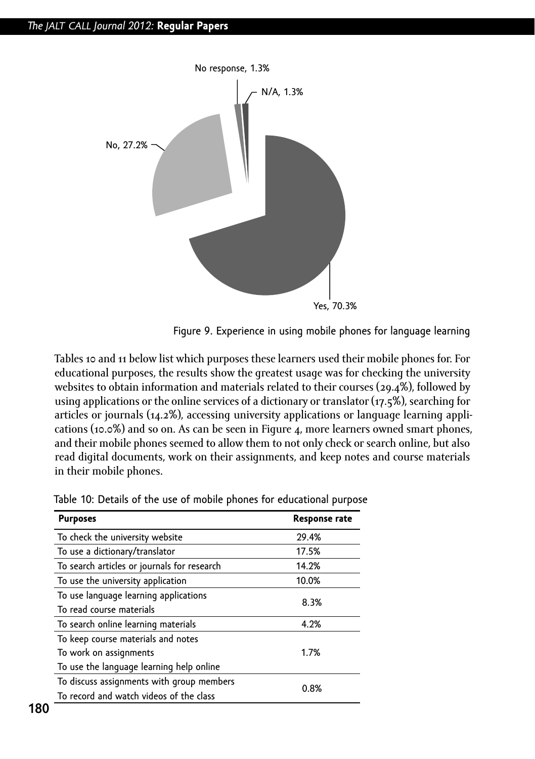Figure 9. Experience in using mobile phones for language learning

Tables 10 and 11 below list which purposes these learners used their mobile phones for. For educational purposes, the results show the greatest usage was for checking the university websites to obtain information and materials related to their courses (29.4%), followed by using applications or the online services of a dictionary or translator (17.5%), searching for articles or journals (14.2%), accessing university applications or language learning applications (10.0%) and so on. As can be seen in Figure 4, more learners owned smart phones, and their mobile phones seemed to allow them to not only check or search online, but also read digital documents, work on their assignments, and keep notes and course materials in their mobile phones.

Table 10: Details of the use of mobile phones for educational purpose

| Purposes | Response rate |
|---|---|
| To check the university website | 29.4% |
| To use a dictionary/translator | 17.5% |
| To search articles or journals for research | 14.2% |
| To use the university application | 10.0% |
| To use language learning applications<br>To read course materials | 8.3% |
| To search online learning materials | 4.2% |
| To keep course materials and notes<br>To work on assignments<br>To use the language learning help online | 1.7% |
| To discuss assignments with group members<br>To record and watch videos of the class | 0.8% |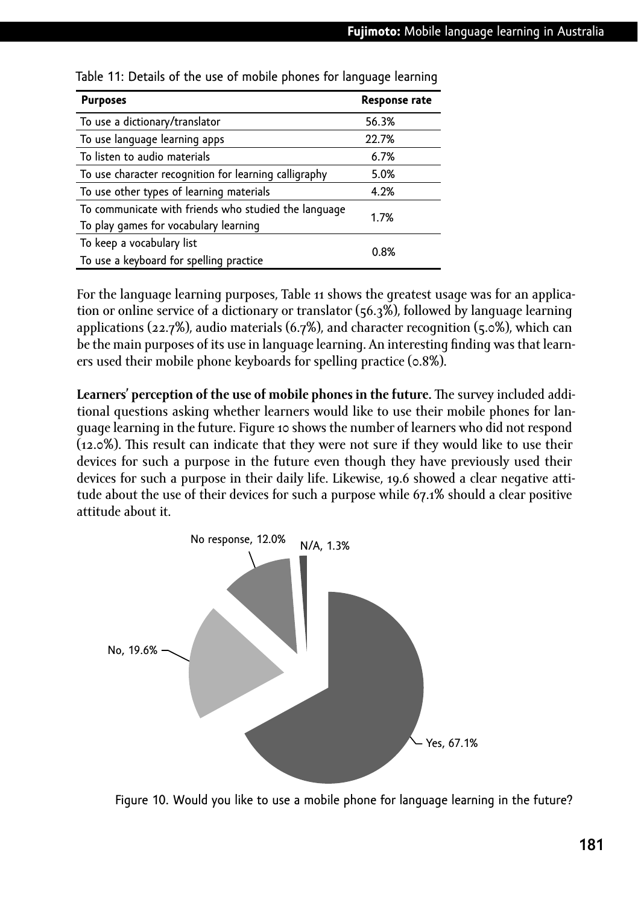Table 11: Details of the use of mobile phones for language learning

| Purposes | Response rate |
|---|---|
| To use a dictionary/translator | 56.3% |
| To use language learning apps | 22.7% |
| To listen to audio materials | 6.7% |
| To use character recognition for learning calligraphy | 5.0% |
| To use other types of learning materials | 4.2% |
| To communicate with friends who studied the language<br>To play games for vocabulary learning | 1.7% |
| To keep a vocabulary list<br>To use a keyboard for spelling practice | 0.8% |

For the language learning purposes, Table 11 shows the greatest usage was for an application or online service of a dictionary or translator (56.3%), followed by language learning applications (22.7%), audio materials (6.7%), and character recognition (5.0%), which can be the main purposes of its use in language learning. An interesting finding was that learners used their mobile phone keyboards for spelling practice (0.8%).

**Learners' perception of the use of mobile phones in the future.** The survey included additional questions asking whether learners would like to use their mobile phones for language learning in the future. Figure 10 shows the number of learners who did not respond (12.0%). This result can indicate that they were not sure if they would like to use their devices for such a purpose in the future even though they have previously used their devices for such a purpose in their daily life. Likewise, 19.6 showed a clear negative attitude about the use of their devices for such a purpose while 67.1% should a clear positive attitude about it.

No response, 12.0%; N/A, 1.3%; No, 19.6%; Yes, 67.1%

Figure 10. Would you like to use a mobile phone for language learning in the future?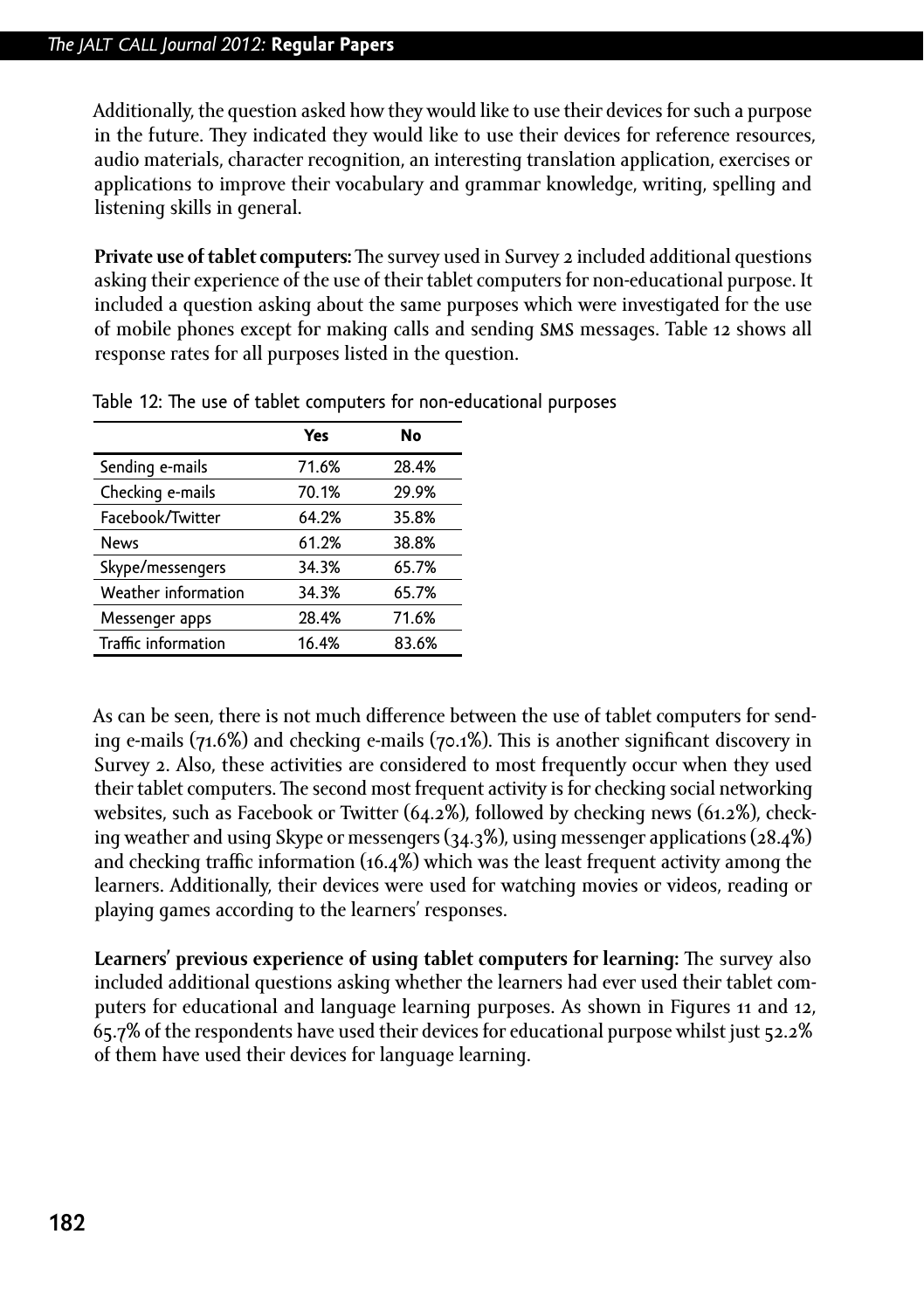Additionally, the question asked how they would like to use their devices for such a purpose in the future. They indicated they would like to use their devices for reference resources, audio materials, character recognition, an interesting translation application, exercises or applications to improve their vocabulary and grammar knowledge, writing, spelling and listening skills in general.

**Private use of tablet computers:** The survey used in Survey 2 included additional questions asking their experience of the use of their tablet computers for non-educational purpose. It included a question asking about the same purposes which were investigated for the use of mobile phones except for making calls and sending SMS messages. Table 12 shows all response rates for all purposes listed in the question.

Table 12: The use of tablet computers for non-educational purposes

| | Yes | No |
|---|---|---|
| Sending e-mails | 71.6% | 28.4% |
| Checking e-mails | 70.1% | 29.9% |
| Facebook/Twitter | 64.2% | 35.8% |
| News | 61.2% | 38.8% |
| Skype/messengers | 34.3% | 65.7% |
| Weather information | 34.3% | 65.7% |
| Messenger apps | 28.4% | 71.6% |
| Traffic information | 16.4% | 83.6% |

As can be seen, there is not much difference between the use of tablet computers for sending e-mails (71.6%) and checking e-mails (70.1%). This is another significant discovery in Survey 2. Also, these activities are considered to most frequently occur when they used their tablet computers. The second most frequent activity is for checking social networking websites, such as Facebook or Twitter (64.2%), followed by checking news (61.2%), checking weather and using Skype or messengers (34.3%), using messenger applications (28.4%) and checking traffic information (16.4%) which was the least frequent activity among the learners. Additionally, their devices were used for watching movies or videos, reading or playing games according to the learners' responses.

**Learners' previous experience of using tablet computers for learning:** The survey also included additional questions asking whether the learners had ever used their tablet computers for educational and language learning purposes. As shown in Figures 11 and 12, 65.7% of the respondents have used their devices for educational purpose whilst just 52.2% of them have used their devices for language learning.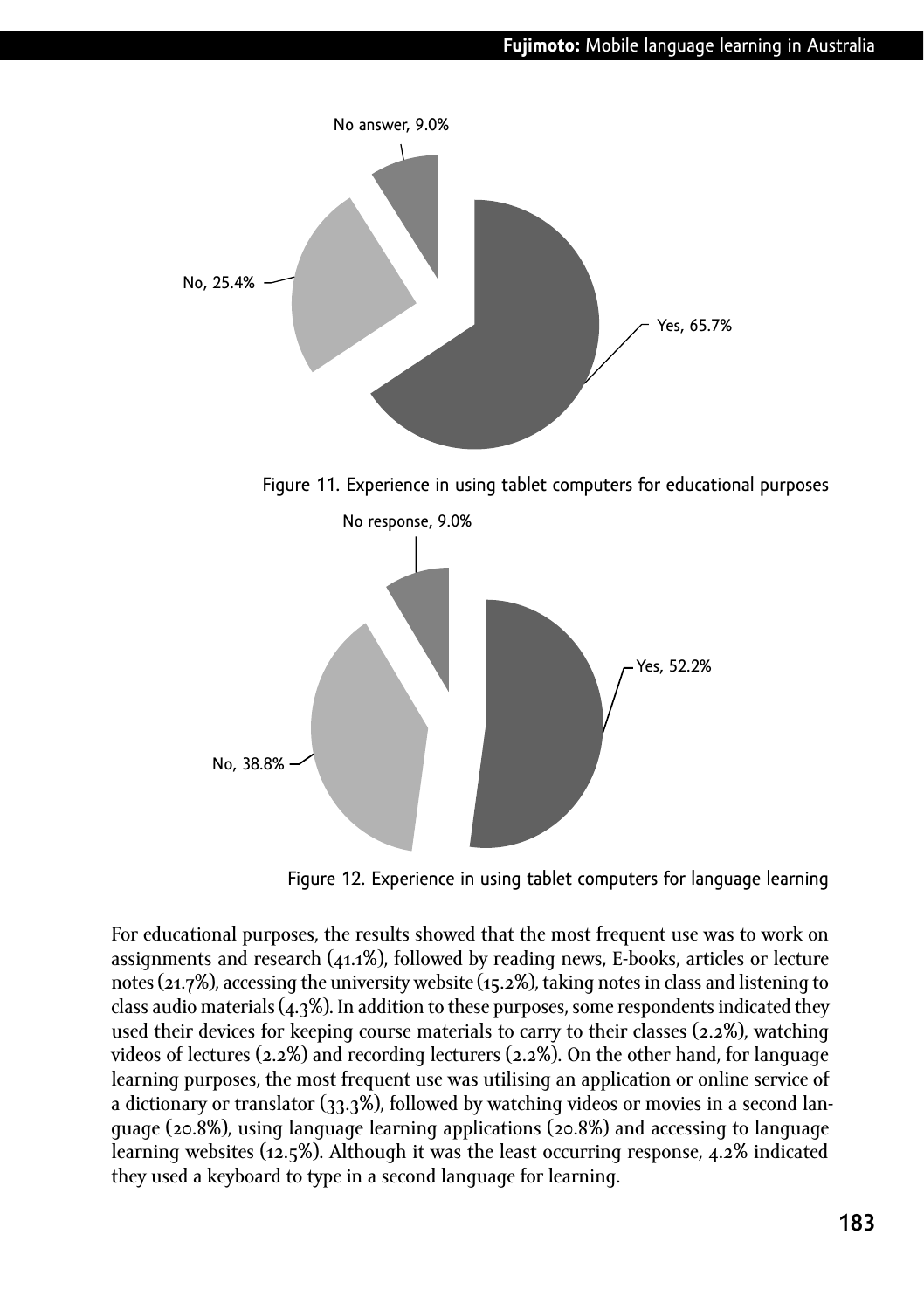No answer, 9.0%

No, 25.4%

Yes, 65.7%

Figure 11. Experience in using tablet computers for educational purposes

No response, 9.0%

Yes, 52.2%

No, 38.8%

Figure 12. Experience in using tablet computers for language learning

For educational purposes, the results showed that the most frequent use was to work on assignments and research (41.1%), followed by reading news, E-books, articles or lecture notes (21.7%), accessing the university website (15.2%), taking notes in class and listening to class audio materials (4.3%). In addition to these purposes, some respondents indicated they used their devices for keeping course materials to carry to their classes (2.2%), watching videos of lectures (2.2%) and recording lecturers (2.2%). On the other hand, for language learning purposes, the most frequent use was utilising an application or online service of a dictionary or translator (33.3%), followed by watching videos or movies in a second language (20.8%), using language learning applications (20.8%) and accessing to language learning websites (12.5%). Although it was the least occurring response, 4.2% indicated they used a keyboard to type in a second language for learning.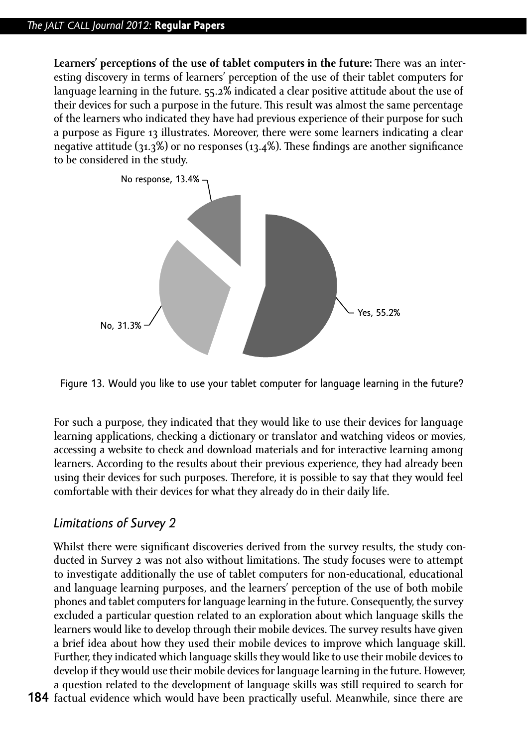**Learners' perceptions of the use of tablet computers in the future:** There was an interesting discovery in terms of learners' perception of the use of their tablet computers for language learning in the future. 55.2% indicated a clear positive attitude about the use of their devices for such a purpose in the future. This result was almost the same percentage of the learners who indicated they have had previous experience of their purpose for such a purpose as Figure 13 illustrates. Moreover, there were some learners indicating a clear negative attitude (31.3%) or no responses (13.4%). These findings are another significance to be considered in the study.

Figure 13. Would you like to use your tablet computer for language learning in the future?

For such a purpose, they indicated that they would like to use their devices for language learning applications, checking a dictionary or translator and watching videos or movies, accessing a website to check and download materials and for interactive learning among learners. According to the results about their previous experience, they had already been using their devices for such purposes. Therefore, it is possible to say that they would feel comfortable with their devices for what they already do in their daily life.

## *Limitations of Survey 2*

Whilst there were significant discoveries derived from the survey results, the study conducted in Survey 2 was not also without limitations. The study focuses were to attempt to investigate additionally the use of tablet computers for non-educational, educational and language learning purposes, and the learners' perception of the use of both mobile phones and tablet computers for language learning in the future. Consequently, the survey excluded a particular question related to an exploration about which language skills the learners would like to develop through their mobile devices. The survey results have given a brief idea about how they used their mobile devices to improve which language skill. Further, they indicated which language skills they would like to use their mobile devices to develop if they would use their mobile devices for language learning in the future. However, a question related to the development of language skills was still required to search for factual evidence which would have been practically useful. Meanwhile, since there are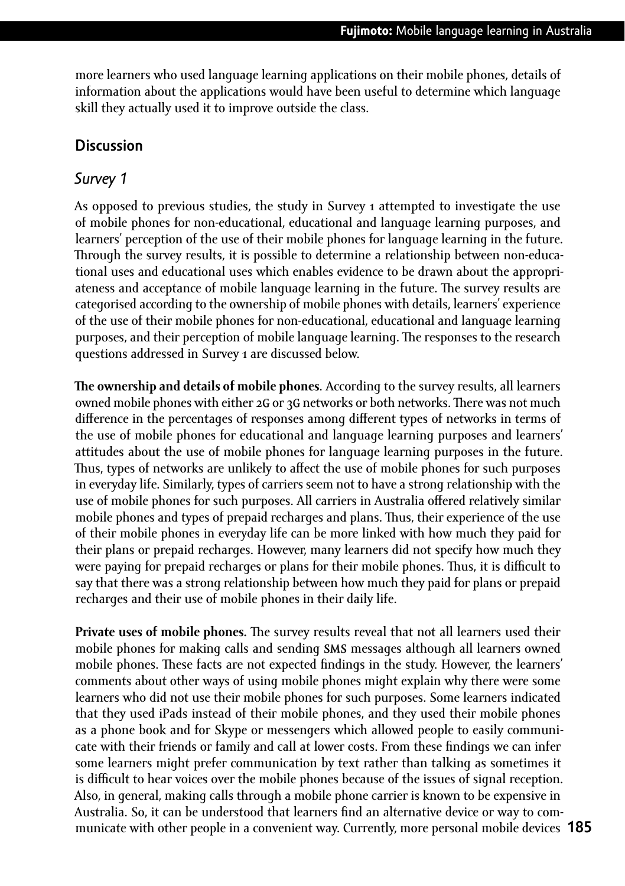more learners who used language learning applications on their mobile phones, details of information about the applications would have been useful to determine which language skill they actually used it to improve outside the class.

## Discussion

### *Survey 1*

As opposed to previous studies, the study in Survey 1 attempted to investigate the use of mobile phones for non-educational, educational and language learning purposes, and learners' perception of the use of their mobile phones for language learning in the future. Through the survey results, it is possible to determine a relationship between non-educational uses and educational uses which enables evidence to be drawn about the appropriateness and acceptance of mobile language learning in the future. The survey results are categorised according to the ownership of mobile phones with details, learners' experience of the use of their mobile phones for non-educational, educational and language learning purposes, and their perception of mobile language learning. The responses to the research questions addressed in Survey 1 are discussed below.

**The ownership and details of mobile phones**. According to the survey results, all learners owned mobile phones with either 2G or 3G networks or both networks. There was not much difference in the percentages of responses among different types of networks in terms of the use of mobile phones for educational and language learning purposes and learners' attitudes about the use of mobile phones for language learning purposes in the future. Thus, types of networks are unlikely to affect the use of mobile phones for such purposes in everyday life. Similarly, types of carriers seem not to have a strong relationship with the use of mobile phones for such purposes. All carriers in Australia offered relatively similar mobile phones and types of prepaid recharges and plans. Thus, their experience of the use of their mobile phones in everyday life can be more linked with how much they paid for their plans or prepaid recharges. However, many learners did not specify how much they were paying for prepaid recharges or plans for their mobile phones. Thus, it is difficult to say that there was a strong relationship between how much they paid for plans or prepaid recharges and their use of mobile phones in their daily life.

**Private uses of mobile phones.** The survey results reveal that not all learners used their mobile phones for making calls and sending SMS messages although all learners owned mobile phones. These facts are not expected findings in the study. However, the learners' comments about other ways of using mobile phones might explain why there were some learners who did not use their mobile phones for such purposes. Some learners indicated that they used iPads instead of their mobile phones, and they used their mobile phones as a phone book and for Skype or messengers which allowed people to easily communicate with their friends or family and call at lower costs. From these findings we can infer some learners might prefer communication by text rather than talking as sometimes it is difficult to hear voices over the mobile phones because of the issues of signal reception. Also, in general, making calls through a mobile phone carrier is known to be expensive in Australia. So, it can be understood that learners find an alternative device or way to communicate with other people in a convenient way. Currently, more personal mobile devices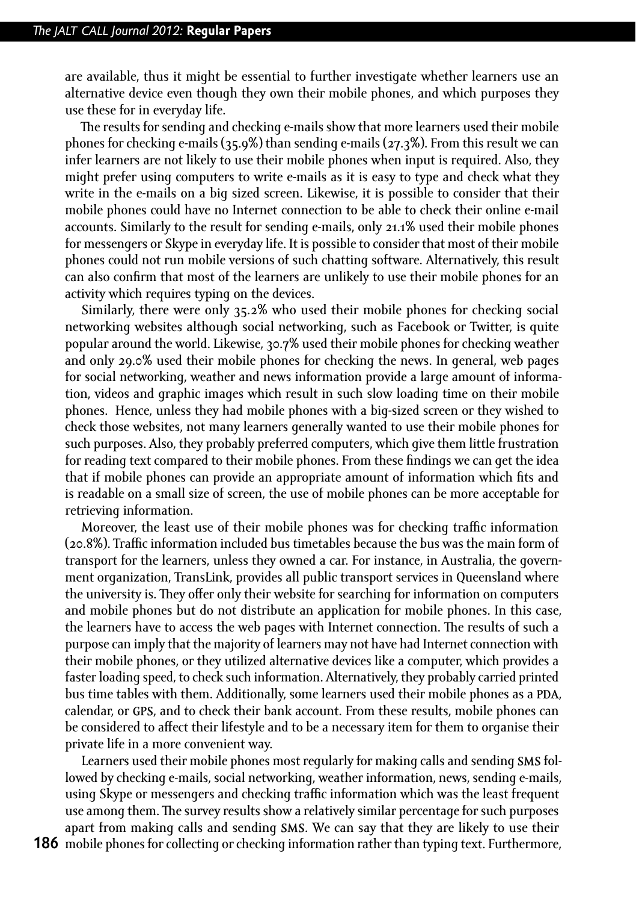are available, thus it might be essential to further investigate whether learners use an alternative device even though they own their mobile phones, and which purposes they use these for in everyday life.

The results for sending and checking e-mails show that more learners used their mobile phones for checking e-mails (35.9%) than sending e-mails (27.3%). From this result we can infer learners are not likely to use their mobile phones when input is required. Also, they might prefer using computers to write e-mails as it is easy to type and check what they write in the e-mails on a big sized screen. Likewise, it is possible to consider that their mobile phones could have no Internet connection to be able to check their online e-mail accounts. Similarly to the result for sending e-mails, only 21.1% used their mobile phones for messengers or Skype in everyday life. It is possible to consider that most of their mobile phones could not run mobile versions of such chatting software. Alternatively, this result can also confirm that most of the learners are unlikely to use their mobile phones for an activity which requires typing on the devices.

Similarly, there were only 35.2% who used their mobile phones for checking social networking websites although social networking, such as Facebook or Twitter, is quite popular around the world. Likewise, 30.7% used their mobile phones for checking weather and only 29.0% used their mobile phones for checking the news. In general, web pages for social networking, weather and news information provide a large amount of information, videos and graphic images which result in such slow loading time on their mobile phones. Hence, unless they had mobile phones with a big-sized screen or they wished to check those websites, not many learners generally wanted to use their mobile phones for such purposes. Also, they probably preferred computers, which give them little frustration for reading text compared to their mobile phones. From these findings we can get the idea that if mobile phones can provide an appropriate amount of information which fits and is readable on a small size of screen, the use of mobile phones can be more acceptable for retrieving information.

Moreover, the least use of their mobile phones was for checking traffic information (20.8%). Traffic information included bus timetables because the bus was the main form of transport for the learners, unless they owned a car. For instance, in Australia, the government organization, TransLink, provides all public transport services in Queensland where the university is. They offer only their website for searching for information on computers and mobile phones but do not distribute an application for mobile phones. In this case, the learners have to access the web pages with Internet connection. The results of such a purpose can imply that the majority of learners may not have had Internet connection with their mobile phones, or they utilized alternative devices like a computer, which provides a faster loading speed, to check such information. Alternatively, they probably carried printed bus time tables with them. Additionally, some learners used their mobile phones as a PDA, calendar, or GPS, and to check their bank account. From these results, mobile phones can be considered to affect their lifestyle and to be a necessary item for them to organise their private life in a more convenient way.

Learners used their mobile phones most regularly for making calls and sending SMS followed by checking e-mails, social networking, weather information, news, sending e-mails, using Skype or messengers and checking traffic information which was the least frequent use among them. The survey results show a relatively similar percentage for such purposes apart from making calls and sending SMS. We can say that they are likely to use their mobile phones for collecting or checking information rather than typing text. Furthermore,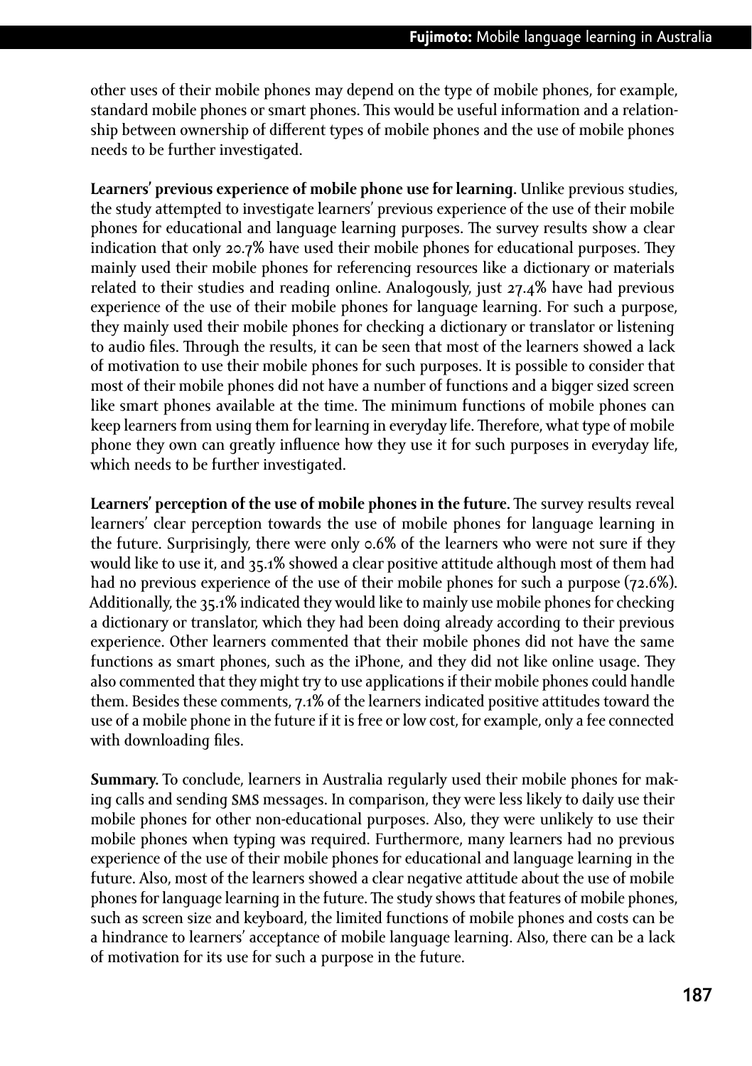other uses of their mobile phones may depend on the type of mobile phones, for example, standard mobile phones or smart phones. This would be useful information and a relationship between ownership of different types of mobile phones and the use of mobile phones needs to be further investigated.

**Learners' previous experience of mobile phone use for learning.** Unlike previous studies, the study attempted to investigate learners' previous experience of the use of their mobile phones for educational and language learning purposes. The survey results show a clear indication that only 20.7% have used their mobile phones for educational purposes. They mainly used their mobile phones for referencing resources like a dictionary or materials related to their studies and reading online. Analogously, just 27.4% have had previous experience of the use of their mobile phones for language learning. For such a purpose, they mainly used their mobile phones for checking a dictionary or translator or listening to audio files. Through the results, it can be seen that most of the learners showed a lack of motivation to use their mobile phones for such purposes. It is possible to consider that most of their mobile phones did not have a number of functions and a bigger sized screen like smart phones available at the time. The minimum functions of mobile phones can keep learners from using them for learning in everyday life. Therefore, what type of mobile phone they own can greatly influence how they use it for such purposes in everyday life, which needs to be further investigated.

**Learners' perception of the use of mobile phones in the future.** The survey results reveal learners' clear perception towards the use of mobile phones for language learning in the future. Surprisingly, there were only 0.6% of the learners who were not sure if they would like to use it, and 35.1% showed a clear positive attitude although most of them had had no previous experience of the use of their mobile phones for such a purpose (72.6%). Additionally, the 35.1% indicated they would like to mainly use mobile phones for checking a dictionary or translator, which they had been doing already according to their previous experience. Other learners commented that their mobile phones did not have the same functions as smart phones, such as the iPhone, and they did not like online usage. They also commented that they might try to use applications if their mobile phones could handle them. Besides these comments, 7.1% of the learners indicated positive attitudes toward the use of a mobile phone in the future if it is free or low cost, for example, only a fee connected with downloading files.

**Summary.** To conclude, learners in Australia regularly used their mobile phones for making calls and sending SMS messages. In comparison, they were less likely to daily use their mobile phones for other non-educational purposes. Also, they were unlikely to use their mobile phones when typing was required. Furthermore, many learners had no previous experience of the use of their mobile phones for educational and language learning in the future. Also, most of the learners showed a clear negative attitude about the use of mobile phones for language learning in the future. The study shows that features of mobile phones, such as screen size and keyboard, the limited functions of mobile phones and costs can be a hindrance to learners' acceptance of mobile language learning. Also, there can be a lack of motivation for its use for such a purpose in the future.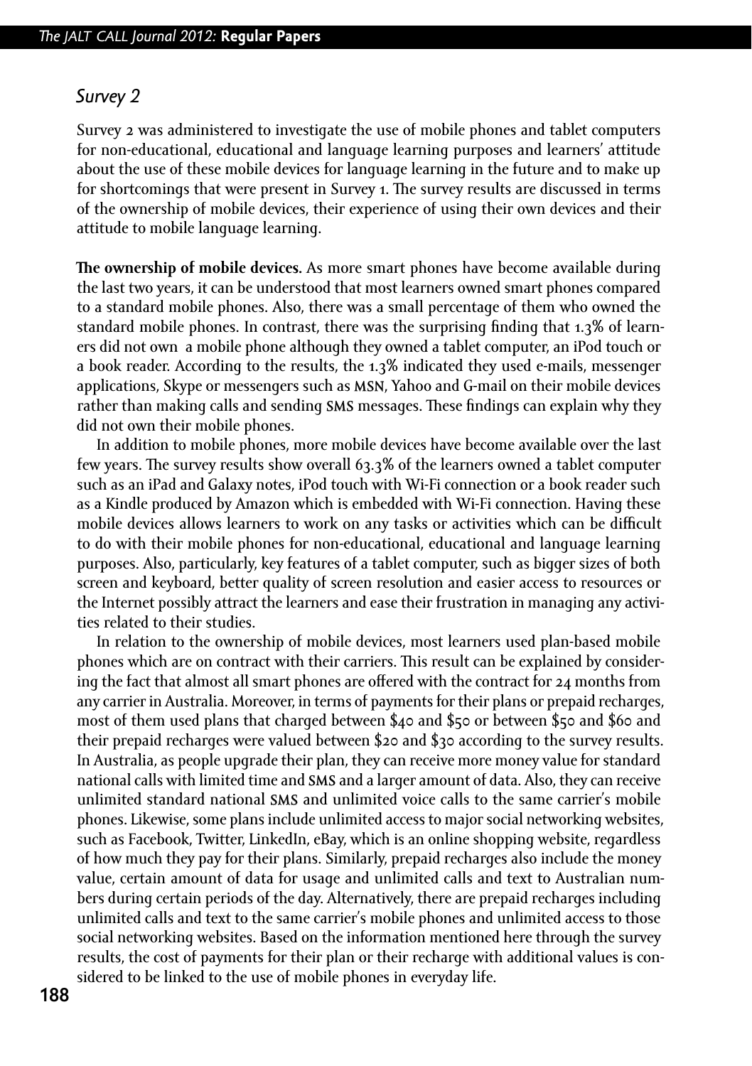### *Survey 2*

Survey 2 was administered to investigate the use of mobile phones and tablet computers for non-educational, educational and language learning purposes and learners' attitude about the use of these mobile devices for language learning in the future and to make up for shortcomings that were present in Survey 1. The survey results are discussed in terms of the ownership of mobile devices, their experience of using their own devices and their attitude to mobile language learning.

**The ownership of mobile devices.** As more smart phones have become available during the last two years, it can be understood that most learners owned smart phones compared to a standard mobile phones. Also, there was a small percentage of them who owned the standard mobile phones. In contrast, there was the surprising finding that 1.3% of learners did not own a mobile phone although they owned a tablet computer, an iPod touch or a book reader. According to the results, the 1.3% indicated they used e-mails, messenger applications, Skype or messengers such as MSN, Yahoo and G-mail on their mobile devices rather than making calls and sending SMS messages. These findings can explain why they did not own their mobile phones.

In addition to mobile phones, more mobile devices have become available over the last few years. The survey results show overall 63.3% of the learners owned a tablet computer such as an iPad and Galaxy notes, iPod touch with Wi-Fi connection or a book reader such as a Kindle produced by Amazon which is embedded with Wi-Fi connection. Having these mobile devices allows learners to work on any tasks or activities which can be difficult to do with their mobile phones for non-educational, educational and language learning purposes. Also, particularly, key features of a tablet computer, such as bigger sizes of both screen and keyboard, better quality of screen resolution and easier access to resources or the Internet possibly attract the learners and ease their frustration in managing any activities related to their studies.

In relation to the ownership of mobile devices, most learners used plan-based mobile phones which are on contract with their carriers. This result can be explained by considering the fact that almost all smart phones are offered with the contract for 24 months from any carrier in Australia. Moreover, in terms of payments for their plans or prepaid recharges, most of them used plans that charged between $40 and $50 or between $50 and $60 and their prepaid recharges were valued between $20 and $30 according to the survey results. In Australia, as people upgrade their plan, they can receive more money value for standard national calls with limited time and SMS and a larger amount of data. Also, they can receive unlimited standard national SMS and unlimited voice calls to the same carrier's mobile phones. Likewise, some plans include unlimited access to major social networking websites, such as Facebook, Twitter, LinkedIn, eBay, which is an online shopping website, regardless of how much they pay for their plans. Similarly, prepaid recharges also include the money value, certain amount of data for usage and unlimited calls and text to Australian numbers during certain periods of the day. Alternatively, there are prepaid recharges including unlimited calls and text to the same carrier's mobile phones and unlimited access to those social networking websites. Based on the information mentioned here through the survey results, the cost of payments for their plan or their recharge with additional values is considered to be linked to the use of mobile phones in everyday life.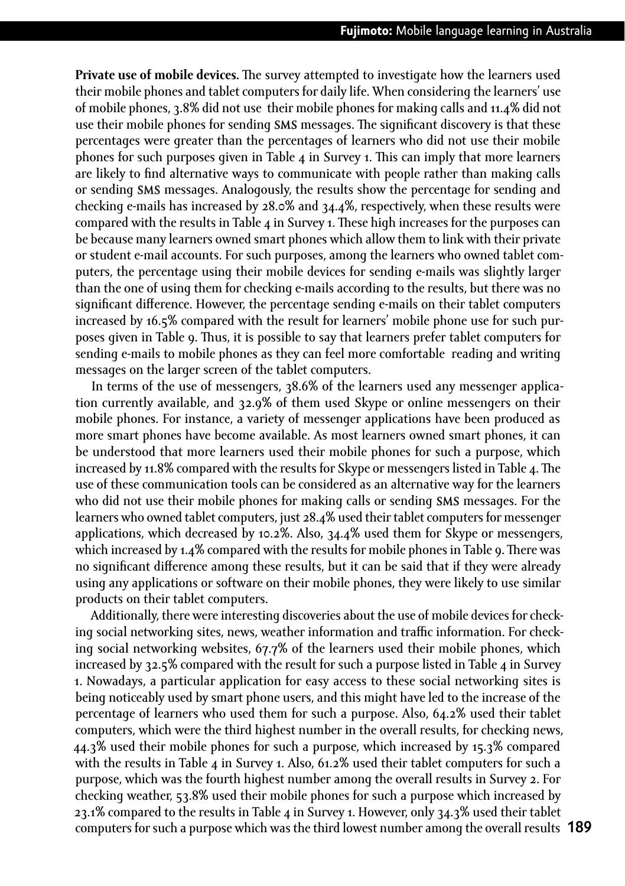**Private use of mobile devices.** The survey attempted to investigate how the learners used their mobile phones and tablet computers for daily life. When considering the learners' use of mobile phones, 3.8% did not use their mobile phones for making calls and 11.4% did not use their mobile phones for sending SMS messages. The significant discovery is that these percentages were greater than the percentages of learners who did not use their mobile phones for such purposes given in Table 4 in Survey 1. This can imply that more learners are likely to find alternative ways to communicate with people rather than making calls or sending SMS messages. Analogously, the results show the percentage for sending and checking e-mails has increased by 28.0% and 34.4%, respectively, when these results were compared with the results in Table 4 in Survey 1. These high increases for the purposes can be because many learners owned smart phones which allow them to link with their private or student e-mail accounts. For such purposes, among the learners who owned tablet computers, the percentage using their mobile devices for sending e-mails was slightly larger than the one of using them for checking e-mails according to the results, but there was no significant difference. However, the percentage sending e-mails on their tablet computers increased by 16.5% compared with the result for learners' mobile phone use for such purposes given in Table 9. Thus, it is possible to say that learners prefer tablet computers for sending e-mails to mobile phones as they can feel more comfortable reading and writing messages on the larger screen of the tablet computers.

In terms of the use of messengers, 38.6% of the learners used any messenger application currently available, and 32.9% of them used Skype or online messengers on their mobile phones. For instance, a variety of messenger applications have been produced as more smart phones have become available. As most learners owned smart phones, it can be understood that more learners used their mobile phones for such a purpose, which increased by 11.8% compared with the results for Skype or messengers listed in Table 4. The use of these communication tools can be considered as an alternative way for the learners who did not use their mobile phones for making calls or sending SMS messages. For the learners who owned tablet computers, just 28.4% used their tablet computers for messenger applications, which decreased by 10.2%. Also, 34.4% used them for Skype or messengers, which increased by 1.4% compared with the results for mobile phones in Table 9. There was no significant difference among these results, but it can be said that if they were already using any applications or software on their mobile phones, they were likely to use similar products on their tablet computers.

Additionally, there were interesting discoveries about the use of mobile devices for checking social networking sites, news, weather information and traffic information. For checking social networking websites, 67.7% of the learners used their mobile phones, which increased by 32.5% compared with the result for such a purpose listed in Table 4 in Survey 1. Nowadays, a particular application for easy access to these social networking sites is being noticeably used by smart phone users, and this might have led to the increase of the percentage of learners who used them for such a purpose. Also, 64.2% used their tablet computers, which were the third highest number in the overall results, for checking news, 44.3% used their mobile phones for such a purpose, which increased by 15.3% compared with the results in Table 4 in Survey 1. Also, 61.2% used their tablet computers for such a purpose, which was the fourth highest number among the overall results in Survey 2. For checking weather, 53.8% used their mobile phones for such a purpose which increased by 23.1% compared to the results in Table 4 in Survey 1. However, only 34.3% used their tablet computers for such a purpose which was the third lowest number among the overall results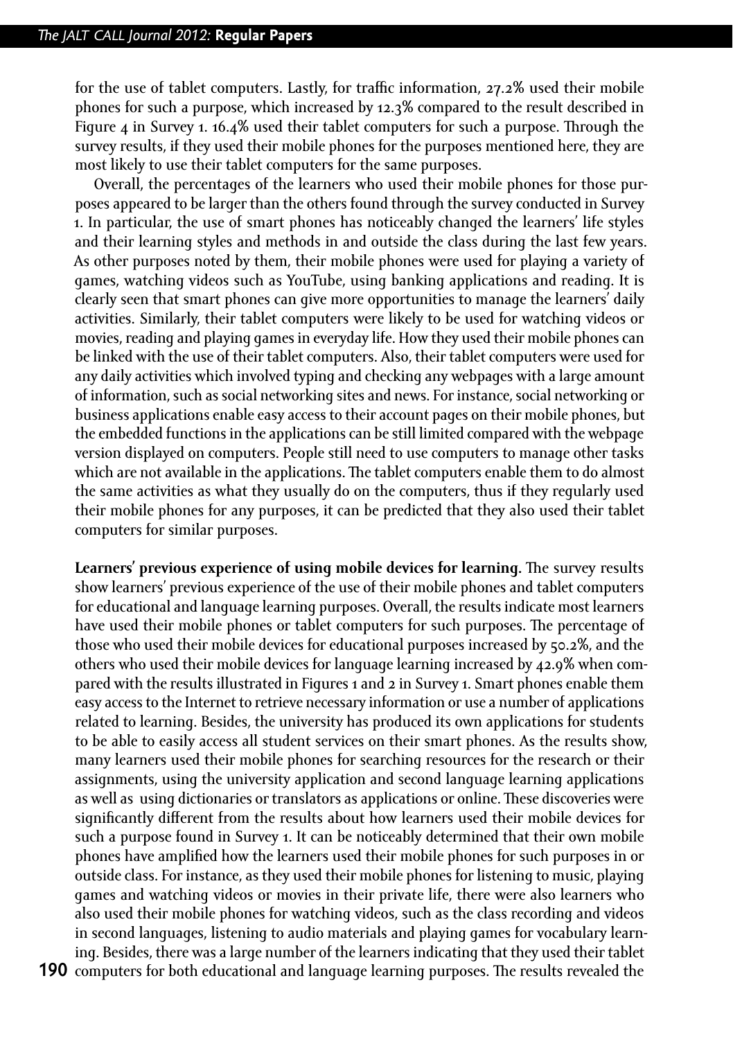for the use of tablet computers. Lastly, for traffic information, 27.2% used their mobile phones for such a purpose, which increased by 12.3% compared to the result described in Figure 4 in Survey 1. 16.4% used their tablet computers for such a purpose. Through the survey results, if they used their mobile phones for the purposes mentioned here, they are most likely to use their tablet computers for the same purposes.

Overall, the percentages of the learners who used their mobile phones for those purposes appeared to be larger than the others found through the survey conducted in Survey 1. In particular, the use of smart phones has noticeably changed the learners' life styles and their learning styles and methods in and outside the class during the last few years. As other purposes noted by them, their mobile phones were used for playing a variety of games, watching videos such as YouTube, using banking applications and reading. It is clearly seen that smart phones can give more opportunities to manage the learners' daily activities. Similarly, their tablet computers were likely to be used for watching videos or movies, reading and playing games in everyday life. How they used their mobile phones can be linked with the use of their tablet computers. Also, their tablet computers were used for any daily activities which involved typing and checking any webpages with a large amount of information, such as social networking sites and news. For instance, social networking or business applications enable easy access to their account pages on their mobile phones, but the embedded functions in the applications can be still limited compared with the webpage version displayed on computers. People still need to use computers to manage other tasks which are not available in the applications. The tablet computers enable them to do almost the same activities as what they usually do on the computers, thus if they regularly used their mobile phones for any purposes, it can be predicted that they also used their tablet computers for similar purposes.

**Learners' previous experience of using mobile devices for learning.** The survey results show learners' previous experience of the use of their mobile phones and tablet computers for educational and language learning purposes. Overall, the results indicate most learners have used their mobile phones or tablet computers for such purposes. The percentage of those who used their mobile devices for educational purposes increased by 50.2%, and the others who used their mobile devices for language learning increased by 42.9% when compared with the results illustrated in Figures 1 and 2 in Survey 1. Smart phones enable them easy access to the Internet to retrieve necessary information or use a number of applications related to learning. Besides, the university has produced its own applications for students to be able to easily access all student services on their smart phones. As the results show, many learners used their mobile phones for searching resources for the research or their assignments, using the university application and second language learning applications as well as using dictionaries or translators as applications or online. These discoveries were significantly different from the results about how learners used their mobile devices for such a purpose found in Survey 1. It can be noticeably determined that their own mobile phones have amplified how the learners used their mobile phones for such purposes in or outside class. For instance, as they used their mobile phones for listening to music, playing games and watching videos or movies in their private life, there were also learners who also used their mobile phones for watching videos, such as the class recording and videos in second languages, listening to audio materials and playing games for vocabulary learning. Besides, there was a large number of the learners indicating that they used their tablet computers for both educational and language learning purposes. The results revealed the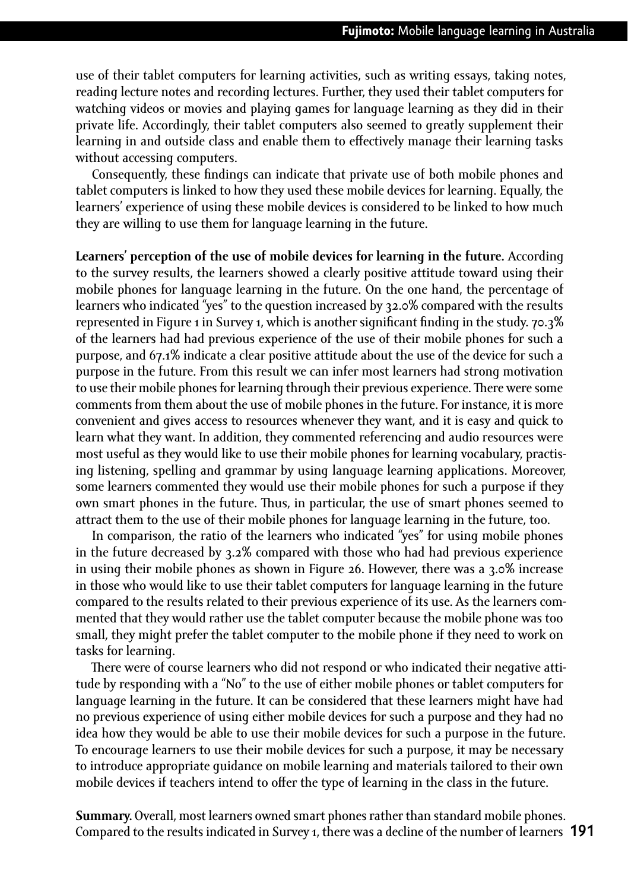use of their tablet computers for learning activities, such as writing essays, taking notes, reading lecture notes and recording lectures. Further, they used their tablet computers for watching videos or movies and playing games for language learning as they did in their private life. Accordingly, their tablet computers also seemed to greatly supplement their learning in and outside class and enable them to effectively manage their learning tasks without accessing computers.

Consequently, these findings can indicate that private use of both mobile phones and tablet computers is linked to how they used these mobile devices for learning. Equally, the learners' experience of using these mobile devices is considered to be linked to how much they are willing to use them for language learning in the future.

**Learners' perception of the use of mobile devices for learning in the future.** According to the survey results, the learners showed a clearly positive attitude toward using their mobile phones for language learning in the future. On the one hand, the percentage of learners who indicated "yes" to the question increased by 32.0% compared with the results represented in Figure 1 in Survey 1, which is another significant finding in the study. 70.3% of the learners had had previous experience of the use of their mobile phones for such a purpose, and 67.1% indicate a clear positive attitude about the use of the device for such a purpose in the future. From this result we can infer most learners had strong motivation to use their mobile phones for learning through their previous experience. There were some comments from them about the use of mobile phones in the future. For instance, it is more convenient and gives access to resources whenever they want, and it is easy and quick to learn what they want. In addition, they commented referencing and audio resources were most useful as they would like to use their mobile phones for learning vocabulary, practising listening, spelling and grammar by using language learning applications. Moreover, some learners commented they would use their mobile phones for such a purpose if they own smart phones in the future. Thus, in particular, the use of smart phones seemed to attract them to the use of their mobile phones for language learning in the future, too.

In comparison, the ratio of the learners who indicated "yes" for using mobile phones in the future decreased by 3.2% compared with those who had had previous experience in using their mobile phones as shown in Figure 26. However, there was a 3.0% increase in those who would like to use their tablet computers for language learning in the future compared to the results related to their previous experience of its use. As the learners commented that they would rather use the tablet computer because the mobile phone was too small, they might prefer the tablet computer to the mobile phone if they need to work on tasks for learning.

There were of course learners who did not respond or who indicated their negative attitude by responding with a "No" to the use of either mobile phones or tablet computers for language learning in the future. It can be considered that these learners might have had no previous experience of using either mobile devices for such a purpose and they had no idea how they would be able to use their mobile devices for such a purpose in the future. To encourage learners to use their mobile devices for such a purpose, it may be necessary to introduce appropriate guidance on mobile learning and materials tailored to their own mobile devices if teachers intend to offer the type of learning in the class in the future.

**Summary.** Overall, most learners owned smart phones rather than standard mobile phones. Compared to the results indicated in Survey 1, there was a decline of the number of learners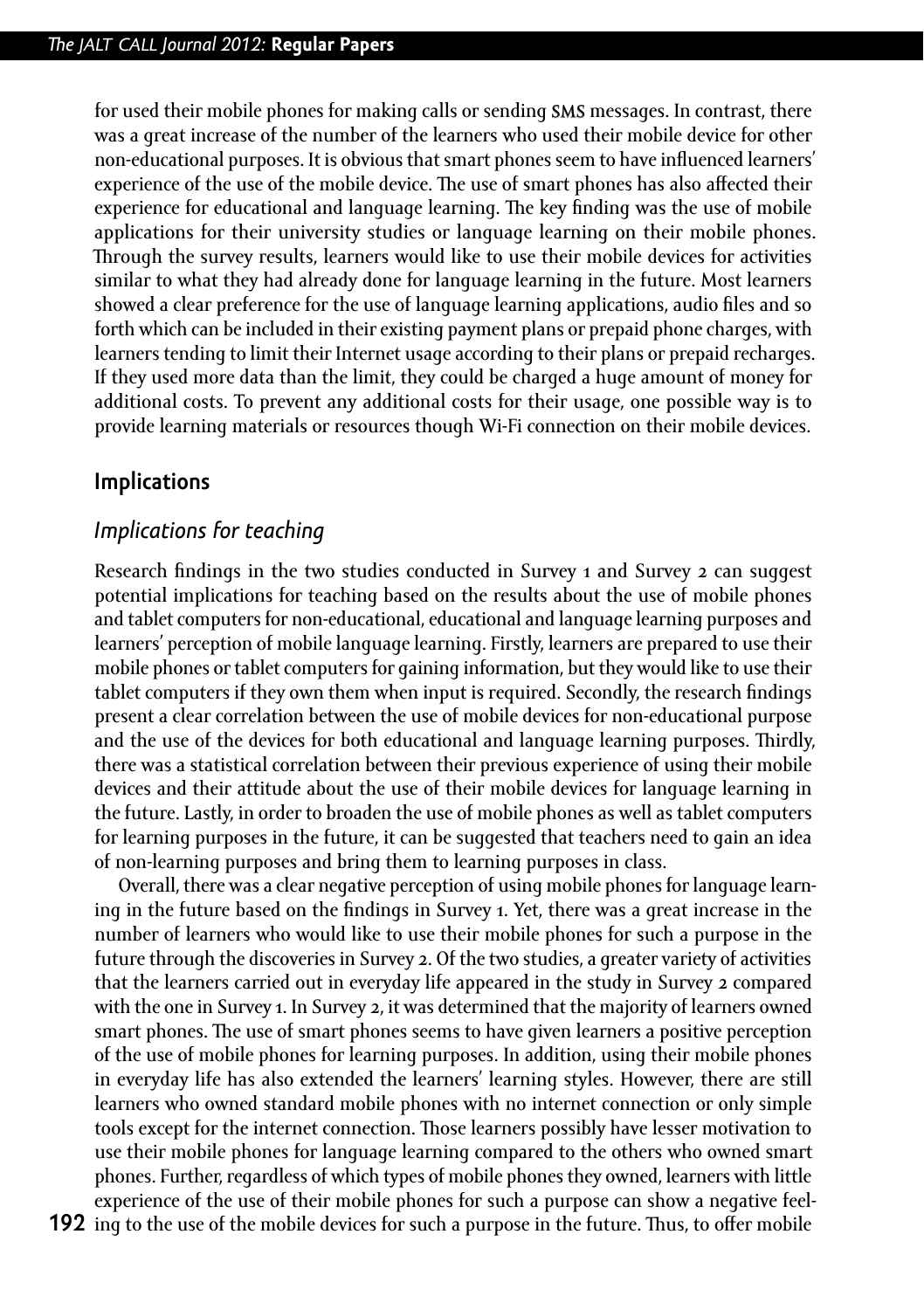for used their mobile phones for making calls or sending SMS messages. In contrast, there was a great increase of the number of the learners who used their mobile device for other non-educational purposes. It is obvious that smart phones seem to have influenced learners' experience of the use of the mobile device. The use of smart phones has also affected their experience for educational and language learning. The key finding was the use of mobile applications for their university studies or language learning on their mobile phones. Through the survey results, learners would like to use their mobile devices for activities similar to what they had already done for language learning in the future. Most learners showed a clear preference for the use of language learning applications, audio files and so forth which can be included in their existing payment plans or prepaid phone charges, with learners tending to limit their Internet usage according to their plans or prepaid recharges. If they used more data than the limit, they could be charged a huge amount of money for additional costs. To prevent any additional costs for their usage, one possible way is to provide learning materials or resources though Wi-Fi connection on their mobile devices.

## Implications

### *Implications for teaching*

Research findings in the two studies conducted in Survey 1 and Survey 2 can suggest potential implications for teaching based on the results about the use of mobile phones and tablet computers for non-educational, educational and language learning purposes and learners' perception of mobile language learning. Firstly, learners are prepared to use their mobile phones or tablet computers for gaining information, but they would like to use their tablet computers if they own them when input is required. Secondly, the research findings present a clear correlation between the use of mobile devices for non-educational purpose and the use of the devices for both educational and language learning purposes. Thirdly, there was a statistical correlation between their previous experience of using their mobile devices and their attitude about the use of their mobile devices for language learning in the future. Lastly, in order to broaden the use of mobile phones as well as tablet computers for learning purposes in the future, it can be suggested that teachers need to gain an idea of non-learning purposes and bring them to learning purposes in class.

Overall, there was a clear negative perception of using mobile phones for language learning in the future based on the findings in Survey 1. Yet, there was a great increase in the number of learners who would like to use their mobile phones for such a purpose in the future through the discoveries in Survey 2. Of the two studies, a greater variety of activities that the learners carried out in everyday life appeared in the study in Survey 2 compared with the one in Survey 1. In Survey 2, it was determined that the majority of learners owned smart phones. The use of smart phones seems to have given learners a positive perception of the use of mobile phones for learning purposes. In addition, using their mobile phones in everyday life has also extended the learners' learning styles. However, there are still learners who owned standard mobile phones with no internet connection or only simple tools except for the internet connection. Those learners possibly have lesser motivation to use their mobile phones for language learning compared to the others who owned smart phones. Further, regardless of which types of mobile phones they owned, learners with little experience of the use of their mobile phones for such a purpose can show a negative feeling to the use of the mobile devices for such a purpose in the future. Thus, to offer mobile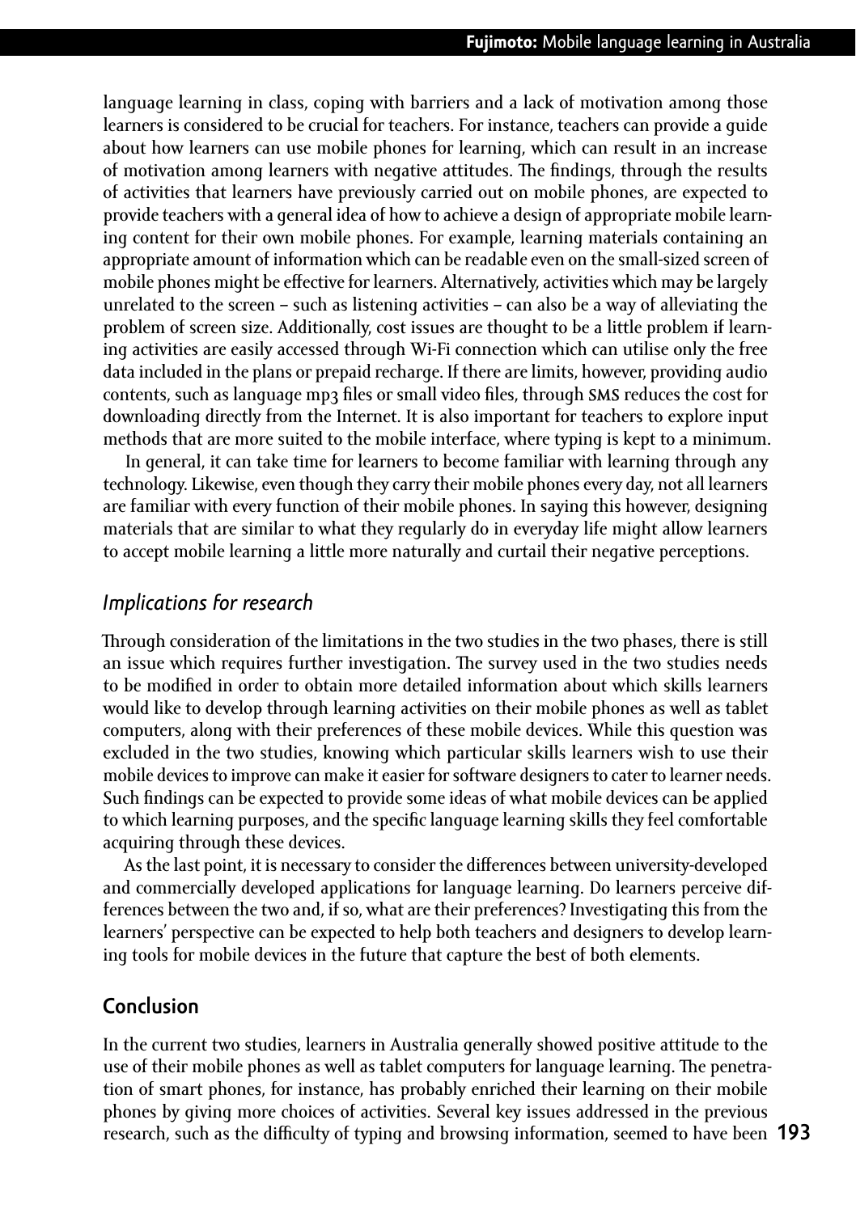language learning in class, coping with barriers and a lack of motivation among those learners is considered to be crucial for teachers. For instance, teachers can provide a guide about how learners can use mobile phones for learning, which can result in an increase of motivation among learners with negative attitudes. The findings, through the results of activities that learners have previously carried out on mobile phones, are expected to provide teachers with a general idea of how to achieve a design of appropriate mobile learning content for their own mobile phones. For example, learning materials containing an appropriate amount of information which can be readable even on the small-sized screen of mobile phones might be effective for learners. Alternatively, activities which may be largely unrelated to the screen – such as listening activities – can also be a way of alleviating the problem of screen size. Additionally, cost issues are thought to be a little problem if learning activities are easily accessed through Wi-Fi connection which can utilise only the free data included in the plans or prepaid recharge. If there are limits, however, providing audio contents, such as language mp3 files or small video files, through SMS reduces the cost for downloading directly from the Internet. It is also important for teachers to explore input methods that are more suited to the mobile interface, where typing is kept to a minimum.

In general, it can take time for learners to become familiar with learning through any technology. Likewise, even though they carry their mobile phones every day, not all learners are familiar with every function of their mobile phones. In saying this however, designing materials that are similar to what they regularly do in everyday life might allow learners to accept mobile learning a little more naturally and curtail their negative perceptions.

### *Implications for research*

Through consideration of the limitations in the two studies in the two phases, there is still an issue which requires further investigation. The survey used in the two studies needs to be modified in order to obtain more detailed information about which skills learners would like to develop through learning activities on their mobile phones as well as tablet computers, along with their preferences of these mobile devices. While this question was excluded in the two studies, knowing which particular skills learners wish to use their mobile devices to improve can make it easier for software designers to cater to learner needs. Such findings can be expected to provide some ideas of what mobile devices can be applied to which learning purposes, and the specific language learning skills they feel comfortable acquiring through these devices.

As the last point, it is necessary to consider the differences between university-developed and commercially developed applications for language learning. Do learners perceive differences between the two and, if so, what are their preferences? Investigating this from the learners' perspective can be expected to help both teachers and designers to develop learning tools for mobile devices in the future that capture the best of both elements.

## Conclusion

In the current two studies, learners in Australia generally showed positive attitude to the use of their mobile phones as well as tablet computers for language learning. The penetration of smart phones, for instance, has probably enriched their learning on their mobile phones by giving more choices of activities. Several key issues addressed in the previous research, such as the difficulty of typing and browsing information, seemed to have been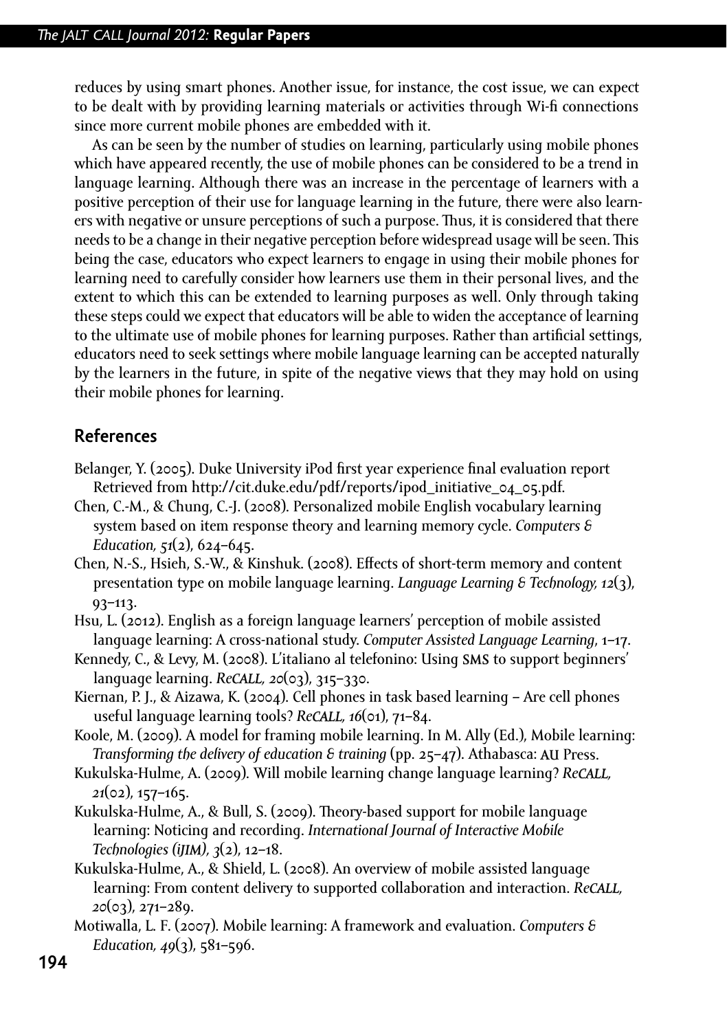reduces by using smart phones. Another issue, for instance, the cost issue, we can expect to be dealt with by providing learning materials or activities through Wi-fi connections since more current mobile phones are embedded with it.

As can be seen by the number of studies on learning, particularly using mobile phones which have appeared recently, the use of mobile phones can be considered to be a trend in language learning. Although there was an increase in the percentage of learners with a positive perception of their use for language learning in the future, there were also learners with negative or unsure perceptions of such a purpose. Thus, it is considered that there needs to be a change in their negative perception before widespread usage will be seen. This being the case, educators who expect learners to engage in using their mobile phones for learning need to carefully consider how learners use them in their personal lives, and the extent to which this can be extended to learning purposes as well. Only through taking these steps could we expect that educators will be able to widen the acceptance of learning to the ultimate use of mobile phones for learning purposes. Rather than artificial settings, educators need to seek settings where mobile language learning can be accepted naturally by the learners in the future, in spite of the negative views that they may hold on using their mobile phones for learning.

## References

Belanger, Y. (2005). Duke University iPod first year experience final evaluation report Retrieved from http://cit.duke.edu/pdf/reports/ipod_initiative_04_05.pdf.

Chen, C.-M., & Chung, C.-J. (2008). Personalized mobile English vocabulary learning system based on item response theory and learning memory cycle. *Computers & Education, 51*(2), 624–645.

Chen, N.-S., Hsieh, S.-W., & Kinshuk. (2008). Effects of short-term memory and content presentation type on mobile language learning. *Language Learning & Technology, 12*(3), 93–113.

Hsu, L. (2012). English as a foreign language learners' perception of mobile assisted language learning: A cross-national study. *Computer Assisted Language Learning*, 1–17.

Kennedy, C., & Levy, M. (2008). L'italiano al telefonino: Using SMS to support beginners' language learning. *ReCALL, 20*(03), 315–330.

Kiernan, P. J., & Aizawa, K. (2004). Cell phones in task based learning – Are cell phones useful language learning tools? *ReCALL, 16*(01), 71–84.

Koole, M. (2009). A model for framing mobile learning. In M. Ally (Ed.), Mobile learning: *Transforming the delivery of education & training* (pp. 25–47). Athabasca: AU Press.

Kukulska-Hulme, A. (2009). Will mobile learning change language learning? *ReCALL, 21*(02), 157–165.

Kukulska-Hulme, A., & Bull, S. (2009). Theory-based support for mobile language learning: Noticing and recording. *International Journal of Interactive Mobile Technologies (iJIM), 3*(2), 12–18.

Kukulska-Hulme, A., & Shield, L. (2008). An overview of mobile assisted language learning: From content delivery to supported collaboration and interaction. *ReCALL, 20*(03), 271–289.

Motiwalla, L. F. (2007). Mobile learning: A framework and evaluation. *Computers & Education, 49*(3), 581–596.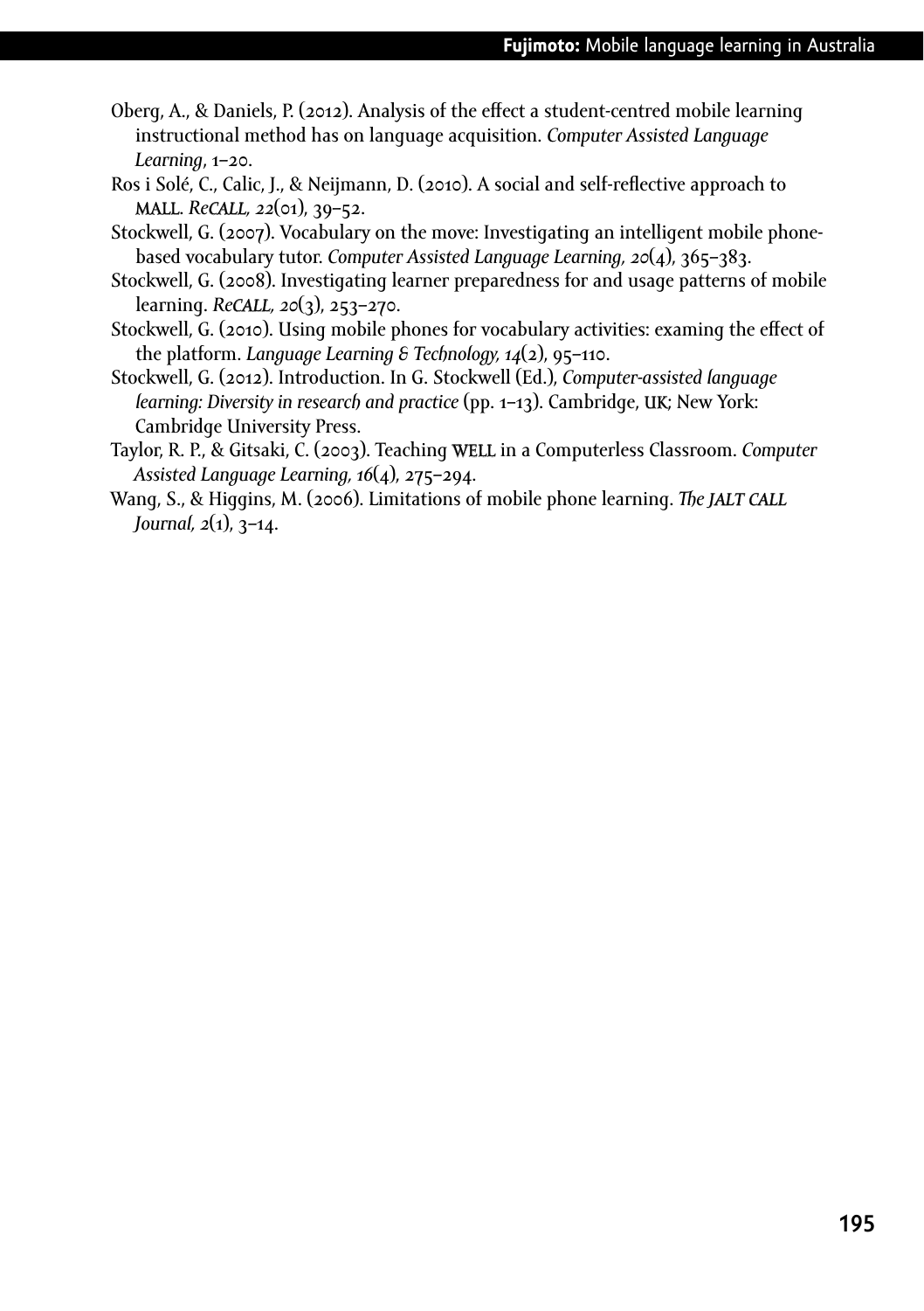Oberg, A., & Daniels, P. (2012). Analysis of the effect a student-centred mobile learning instructional method has on language acquisition. *Computer Assisted Language Learning*, 1–20.

Ros i Solé, C., Calic, J., & Neijmann, D. (2010). A social and self-reflective approach to MALL. *ReCALL, 22*(01), 39–52.

Stockwell, G. (2007). Vocabulary on the move: Investigating an intelligent mobile phone-based vocabulary tutor. *Computer Assisted Language Learning, 20*(4), 365–383.

Stockwell, G. (2008). Investigating learner preparedness for and usage patterns of mobile learning. *ReCALL, 20*(3), 253–270.

Stockwell, G. (2010). Using mobile phones for vocabulary activities: examing the effect of the platform. *Language Learning & Technology, 14*(2), 95–110.

Stockwell, G. (2012). Introduction. In G. Stockwell (Ed.), *Computer-assisted language learning: Diversity in research and practice* (pp. 1–13). Cambridge, UK; New York: Cambridge University Press.

Taylor, R. P., & Gitsaki, C. (2003). Teaching WELL in a Computerless Classroom. *Computer Assisted Language Learning, 16*(4), 275–294.

Wang, S., & Higgins, M. (2006). Limitations of mobile phone learning. *The JALT CALL Journal, 2*(1), 3–14.